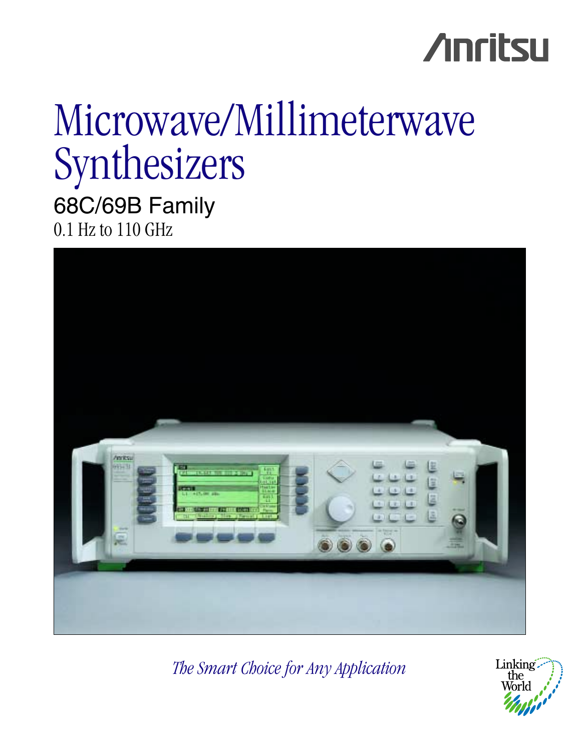Anritsu

# Microwave/Millimeterwave Synthesizers

## 68C/69B Family

0.1 Hz to 110 GHz

*The Smart Choice for Any Application*

Linking the World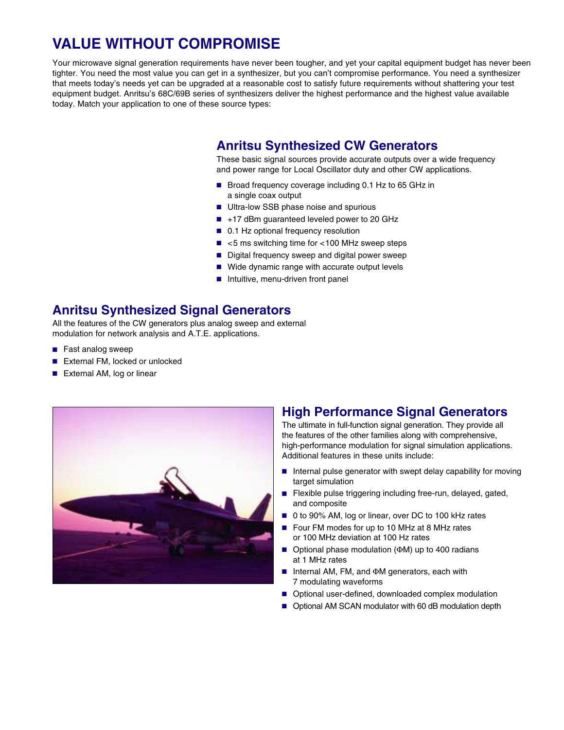# VALUE WITHOUT COMPROMISE

Your microwave signal generation requirements have never been tougher, and yet your capital equipment budget has never been tighter. You need the most value you can get in a synthesizer, but you can't compromise performance. You need a synthesizer that meets today's needs yet can be upgraded at a reasonable cost to satisfy future requirements without shattering your test equipment budget. Anritsu's 68C/69B series of synthesizers deliver the highest performance and the highest value available today. Match your application to one of these source types:

## Anritsu Synthesized CW Generators

These basic signal sources provide accurate outputs over a wide frequency and power range for Local Oscillator duty and other CW applications.

- Broad frequency coverage including 0.1 Hz to 65 GHz in a single coax output
- Ultra-low SSB phase noise and spurious
- +17 dBm guaranteed leveled power to 20 GHz
- 0.1 Hz optional frequency resolution
- <5 ms switching time for <100 MHz sweep steps
- Digital frequency sweep and digital power sweep
- Wide dynamic range with accurate output levels
- Intuitive, menu-driven front panel

## Anritsu Synthesized Signal Generators

All the features of the CW generators plus analog sweep and external modulation for network analysis and A.T.E. applications.

- Fast analog sweep
- External FM, locked or unlocked
- External AM, log or linear

## High Performance Signal Generators

The ultimate in full-function signal generation. They provide all the features of the other families along with comprehensive, high-performance modulation for signal simulation applications. Additional features in these units include:

- Internal pulse generator with swept delay capability for moving target simulation
- Flexible pulse triggering including free-run, delayed, gated, and composite
- 0 to 90% AM, log or linear, over DC to 100 kHz rates
- Four FM modes for up to 10 MHz at 8 MHz rates or 100 MHz deviation at 100 Hz rates
- Optional phase modulation (ΦM) up to 400 radians at 1 MHz rates
- Internal AM, FM, and ΦM generators, each with 7 modulating waveforms
- Optional user-defined, downloaded complex modulation
- Optional AM SCAN modulator with 60 dB modulation depth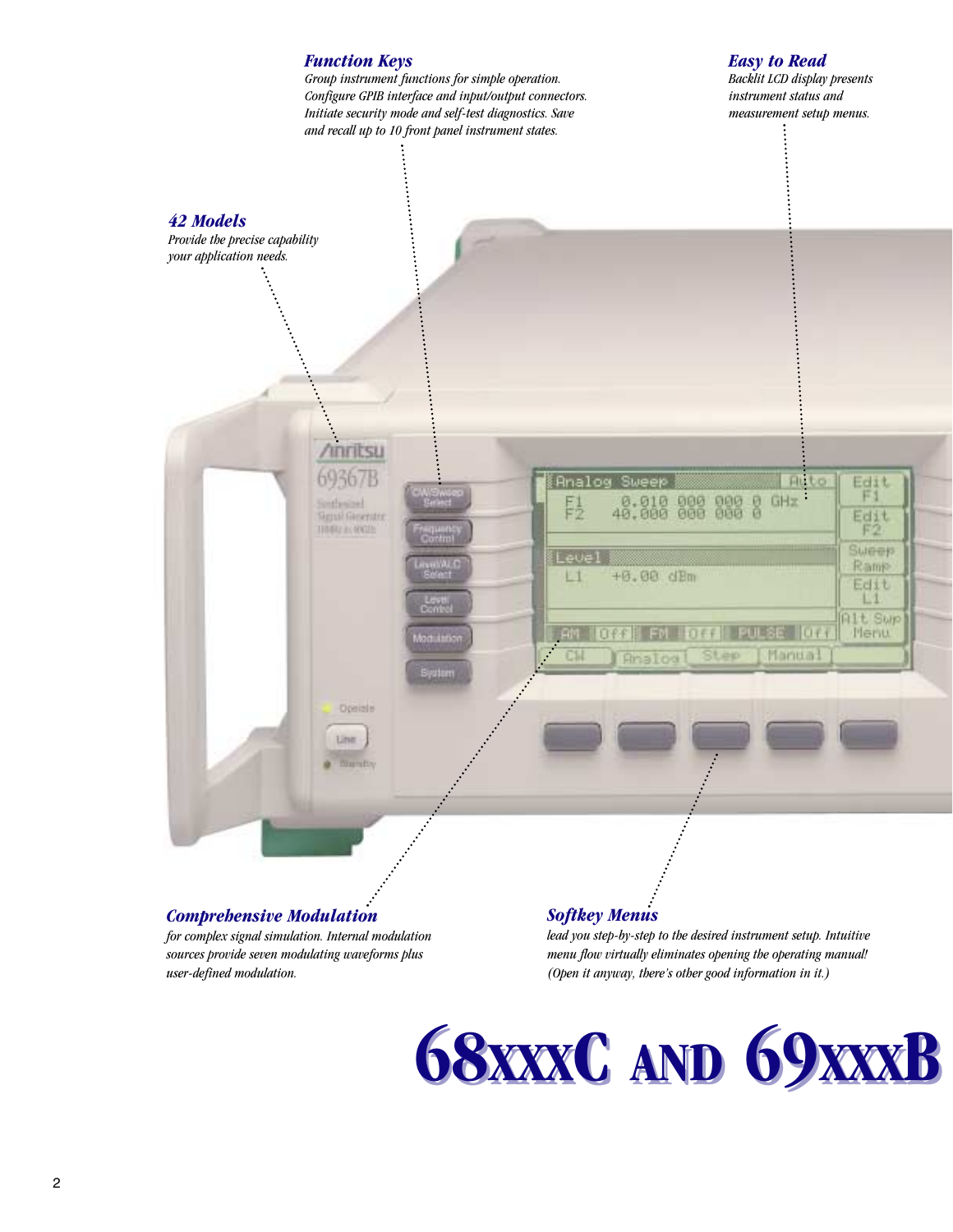### *Function Keys*

*Group instrument functions for simple operation. Configure GPIB interface and input/output connectors. Initiate security mode and self-test diagnostics. Save and recall up to 10 front panel instrument states.*

### *Easy to Read*

*Backlit LCD display presents instrument status and measurement setup menus.*

### *42 Models*

*Provide the precise capability your application needs.*

### *Comprehensive Modulation*

*for complex signal simulation. Internal modulation sources provide seven modulating waveforms plus user-defined modulation.*

### *Softkey Menus*

*lead you step-by-step to the desired instrument setup. Intuitive menu flow virtually eliminates opening the operating manual! (Open it anyway, there's other good information in it.)*

# 68XXXC AND 69XXXB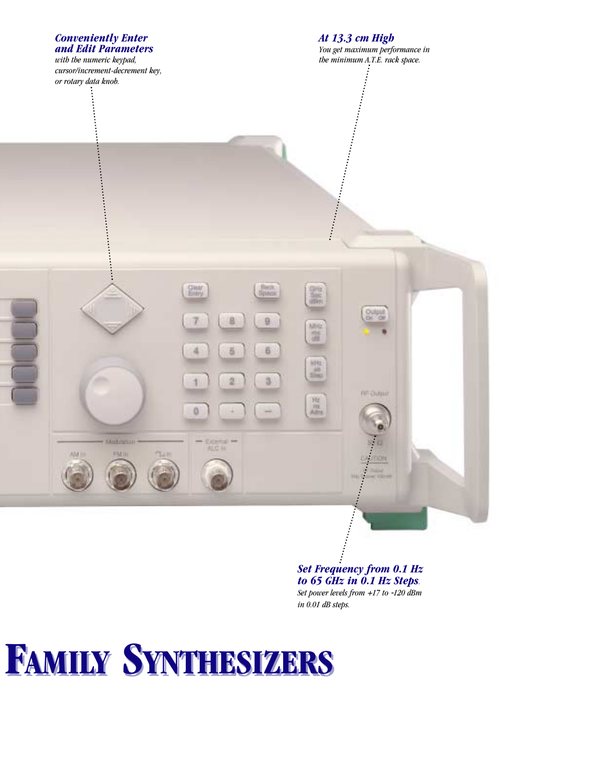***Conveniently Enter and Edit Parameters***

*with the numeric keypad, cursor/increment-decrement key, or rotary data knob.*

***At 13.3 cm High***

*You get maximum performance in the minimum A.T.E. rack space.*

***Set Frequency from 0.1 Hz to 65 GHz in 0.1 Hz Steps.***

*Set power levels from +17 to -120 dBm in 0.01 dB steps.*

# FAMILY SYNTHESIZERS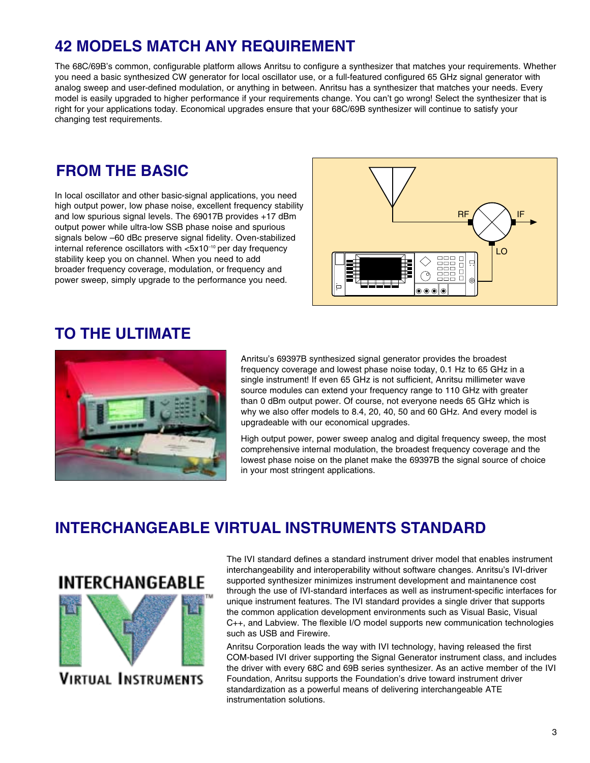## 42 MODELS MATCH ANY REQUIREMENT

The 68C/69B's common, configurable platform allows Anritsu to configure a synthesizer that matches your requirements. Whether you need a basic synthesized CW generator for local oscillator use, or a full-featured configured 65 GHz signal generator with analog sweep and user-defined modulation, or anything in between. Anritsu has a synthesizer that matches your needs. Every model is easily upgraded to higher performance if your requirements change. You can't go wrong! Select the synthesizer that is right for your applications today. Economical upgrades ensure that your 68C/69B synthesizer will continue to satisfy your changing test requirements.

## FROM THE BASIC

In local oscillator and other basic-signal applications, you need high output power, low phase noise, excellent frequency stability and low spurious signal levels. The 69017B provides +17 dBm output power while ultra-low SSB phase noise and spurious signals below –60 dBc preserve signal fidelity. Oven-stabilized internal reference oscillators with $<5x10^{-10}$ per day frequency stability keep you on channel. When you need to add broader frequency coverage, modulation, or frequency and power sweep, simply upgrade to the performance you need.

## TO THE ULTIMATE

Anritsu's 69397B synthesized signal generator provides the broadest frequency coverage and lowest phase noise today, 0.1 Hz to 65 GHz in a single instrument! If even 65 GHz is not sufficient, Anritsu millimeter wave source modules can extend your frequency range to 110 GHz with greater than 0 dBm output power. Of course, not everyone needs 65 GHz which is why we also offer models to 8.4, 20, 40, 50 and 60 GHz. And every model is upgradeable with our economical upgrades.

High output power, power sweep analog and digital frequency sweep, the most comprehensive internal modulation, the broadest frequency coverage and the lowest phase noise on the planet make the 69397B the signal source of choice in your most stringent applications.

## INTERCHANGEABLE VIRTUAL INSTRUMENTS STANDARD

The IVI standard defines a standard instrument driver model that enables instrument interchangeability and interoperability without software changes. Anritsu's IVI-driver supported synthesizer minimizes instrument development and maintanence cost through the use of IVI-standard interfaces as well as instrument-specific interfaces for unique instrument features. The IVI standard provides a single driver that supports the common application development environments such as Visual Basic, Visual C++, and Labview. The flexible I/O model supports new communication technologies such as USB and Firewire.

Anritsu Corporation leads the way with IVI technology, having released the first COM-based IVI driver supporting the Signal Generator instrument class, and includes the driver with every 68C and 69B series synthesizer. As an active member of the IVI Foundation, Anritsu supports the Foundation's drive toward instrument driver standardization as a powerful means of delivering interchangeable ATE instrumentation solutions.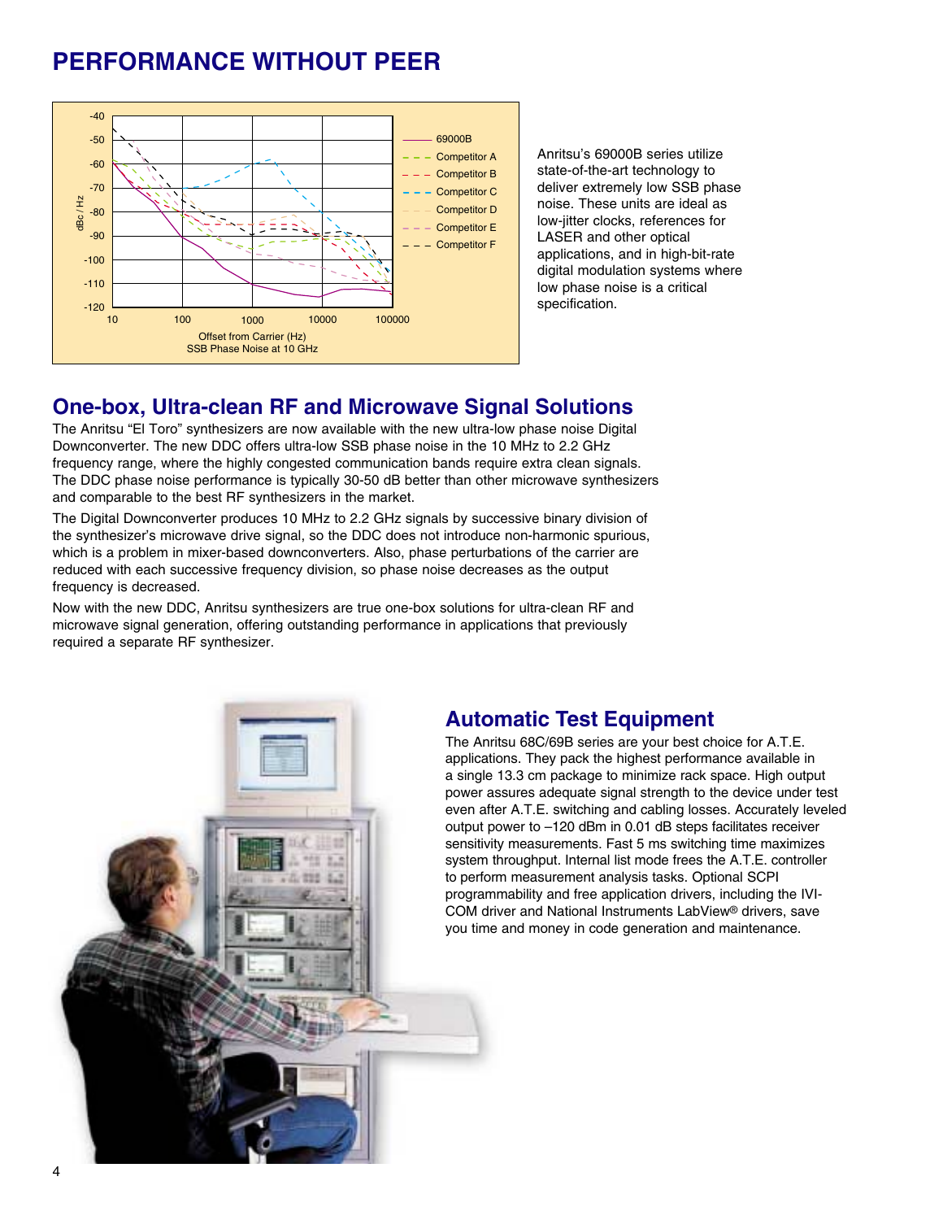# PERFORMANCE WITHOUT PEER

Anritsu's 69000B series utilize state-of-the-art technology to deliver extremely low SSB phase noise. These units are ideal as low-jitter clocks, references for LASER and other optical applications, and in high-bit-rate digital modulation systems where low phase noise is a critical specification.

## One-box, Ultra-clean RF and Microwave Signal Solutions

The Anritsu "El Toro" synthesizers are now available with the new ultra-low phase noise Digital Downconverter. The new DDC offers ultra-low SSB phase noise in the 10 MHz to 2.2 GHz frequency range, where the highly congested communication bands require extra clean signals. The DDC phase noise performance is typically 30-50 dB better than other microwave synthesizers and comparable to the best RF synthesizers in the market.

The Digital Downconverter produces 10 MHz to 2.2 GHz signals by successive binary division of the synthesizer's microwave drive signal, so the DDC does not introduce non-harmonic spurious, which is a problem in mixer-based downconverters. Also, phase perturbations of the carrier are reduced with each successive frequency division, so phase noise decreases as the output frequency is decreased.

Now with the new DDC, Anritsu synthesizers are true one-box solutions for ultra-clean RF and microwave signal generation, offering outstanding performance in applications that previously required a separate RF synthesizer.

## Automatic Test Equipment

The Anritsu 68C/69B series are your best choice for A.T.E. applications. They pack the highest performance available in a single 13.3 cm package to minimize rack space. High output power assures adequate signal strength to the device under test even after A.T.E. switching and cabling losses. Accurately leveled output power to –120 dBm in 0.01 dB steps facilitates receiver sensitivity measurements. Fast 5 ms switching time maximizes system throughput. Internal list mode frees the A.T.E. controller to perform measurement analysis tasks. Optional SCPI programmability and free application drivers, including the IVI-COM driver and National Instruments LabView® drivers, save you time and money in code generation and maintenance.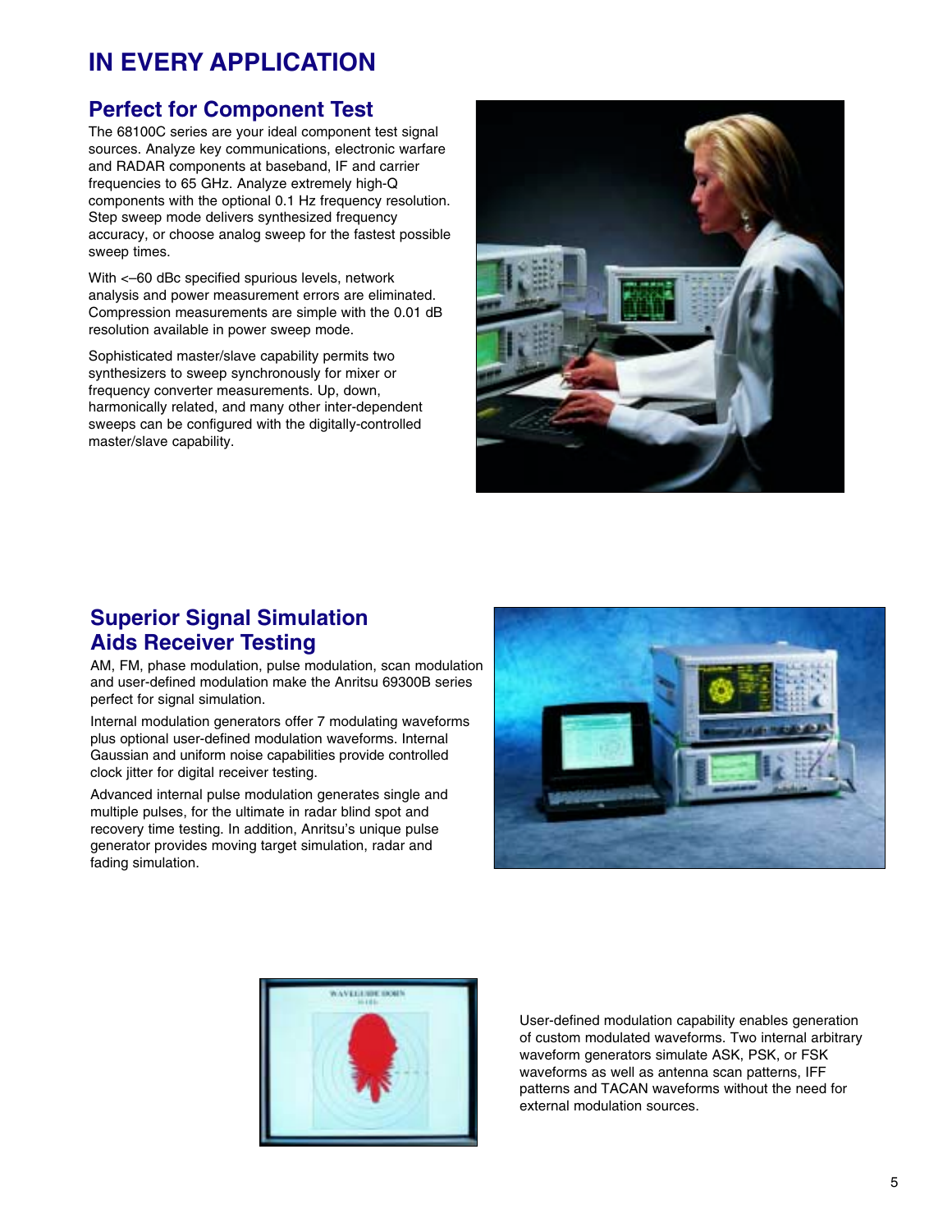# IN EVERY APPLICATION

## Perfect for Component Test

The 68100C series are your ideal component test signal sources. Analyze key communications, electronic warfare and RADAR components at baseband, IF and carrier frequencies to 65 GHz. Analyze extremely high-Q components with the optional 0.1 Hz frequency resolution. Step sweep mode delivers synthesized frequency accuracy, or choose analog sweep for the fastest possible sweep times.

With <–60 dBc specified spurious levels, network analysis and power measurement errors are eliminated. Compression measurements are simple with the 0.01 dB resolution available in power sweep mode.

Sophisticated master/slave capability permits two synthesizers to sweep synchronously for mixer or frequency converter measurements. Up, down, harmonically related, and many other inter-dependent sweeps can be configured with the digitally-controlled master/slave capability.

## Superior Signal Simulation Aids Receiver Testing

AM, FM, phase modulation, pulse modulation, scan modulation and user-defined modulation make the Anritsu 69300B series perfect for signal simulation.

Internal modulation generators offer 7 modulating waveforms plus optional user-defined modulation waveforms. Internal Gaussian and uniform noise capabilities provide controlled clock jitter for digital receiver testing.

Advanced internal pulse modulation generates single and multiple pulses, for the ultimate in radar blind spot and recovery time testing. In addition, Anritsu's unique pulse generator provides moving target simulation, radar and fading simulation.

User-defined modulation capability enables generation of custom modulated waveforms. Two internal arbitrary waveform generators simulate ASK, PSK, or FSK waveforms as well as antenna scan patterns, IFF patterns and TACAN waveforms without the need for external modulation sources.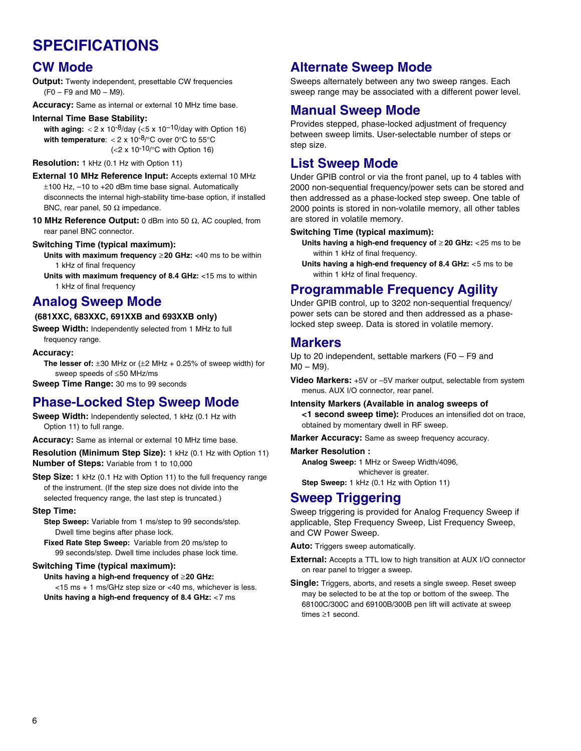# SPECIFICATIONS

## CW Mode

**Output:** Twenty independent, presettable CW frequencies (F0 – F9 and M0 – M9).

**Accuracy:** Same as internal or external 10 MHz time base.

**Internal Time Base Stability:**

- **with aging:** $< 2 \times 10^{-8}$/day ($<5 \times 10^{-10}$/day with Option 16)
- **with temperature**: $< 2 \times 10^{-8}$/°C over 0°C to 55°C ($<2 \times 10^{-10}$/°C with Option 16)

**Resolution:** 1 kHz (0.1 Hz with Option 11)

**External 10 MHz Reference Input:** Accepts external 10 MHz ±100 Hz, –10 to +20 dBm time base signal. Automatically disconnects the internal high-stability time-base option, if installed BNC, rear panel, 50 Ω impedance.

**10 MHz Reference Output:** 0 dBm into 50 Ω, AC coupled, from rear panel BNC connector.

**Switching Time (typical maximum):**

- **Units with maximum frequency ≥20 GHz:** <40 ms to be within 1 kHz of final frequency
- **Units with maximum frequency of 8.4 GHz:** <15 ms to within 1 kHz of final frequency

## Analog Sweep Mode

**(681XXC, 683XXC, 691XXB and 693XXB only)**

**Sweep Width:** Independently selected from 1 MHz to full frequency range.

**Accuracy:**

- **The lesser of:** ±30 MHz or (±2 MHz + 0.25% of sweep width) for sweep speeds of ≤50 MHz/ms

**Sweep Time Range:** 30 ms to 99 seconds

## Phase-Locked Step Sweep Mode

**Sweep Width:** Independently selected, 1 kHz (0.1 Hz with Option 11) to full range.

**Accuracy:** Same as internal or external 10 MHz time base.

**Resolution (Minimum Step Size):** 1 kHz (0.1 Hz with Option 11)

**Number of Steps:** Variable from 1 to 10,000

**Step Size:** 1 kHz (0.1 Hz with Option 11) to the full frequency range of the instrument. (If the step size does not divide into the selected frequency range, the last step is truncated.)

**Step Time:**

- **Step Sweep:** Variable from 1 ms/step to 99 seconds/step. Dwell time begins after phase lock.
- **Fixed Rate Step Sweep:** Variable from 20 ms/step to 99 seconds/step. Dwell time includes phase lock time.

**Switching Time (typical maximum):**

- **Units having a high-end frequency of ≥20 GHz:** <15 ms + 1 ms/GHz step size or <40 ms, whichever is less.
- **Units having a high-end frequency of 8.4 GHz:** <7 ms

## Alternate Sweep Mode

Sweeps alternately between any two sweep ranges. Each sweep range may be associated with a different power level.

## Manual Sweep Mode

Provides stepped, phase-locked adjustment of frequency between sweep limits. User-selectable number of steps or step size.

## List Sweep Mode

Under GPIB control or via the front panel, up to 4 tables with 2000 non-sequential frequency/power sets can be stored and then addressed as a phase-locked step sweep. One table of 2000 points is stored in non-volatile memory, all other tables are stored in volatile memory.

**Switching Time (typical maximum):**

- **Units having a high-end frequency of ≥ 20 GHz:** <25 ms to be within 1 kHz of final frequency.
- **Units having a high-end frequency of 8.4 GHz:** <5 ms to be within 1 kHz of final frequency.

## Programmable Frequency Agility

Under GPIB control, up to 3202 non-sequential frequency/ power sets can be stored and then addressed as a phase-locked step sweep. Data is stored in volatile memory.

## Markers

Up to 20 independent, settable markers (F0 – F9 and M0 – M9).

**Video Markers:** +5V or –5V marker output, selectable from system menus. AUX I/O connector, rear panel.

**Intensity Markers (Available in analog sweeps of <1 second sweep time):** Produces an intensified dot on trace, obtained by momentary dwell in RF sweep.

**Marker Accuracy:** Same as sweep frequency accuracy.

**Marker Resolution :**

- **Analog Sweep:** 1 MHz or Sweep Width/4096, whichever is greater.
- **Step Sweep:** 1 kHz (0.1 Hz with Option 11)

## Sweep Triggering

Sweep triggering is provided for Analog Frequency Sweep if applicable, Step Frequency Sweep, List Frequency Sweep, and CW Power Sweep.

**Auto:** Triggers sweep automatically.

**External:** Accepts a TTL low to high transition at AUX I/O connector on rear panel to trigger a sweep.

**Single:** Triggers, aborts, and resets a single sweep. Reset sweep may be selected to be at the top or bottom of the sweep. The 68100C/300C and 69100B/300B pen lift will activate at sweep times ≥1 second.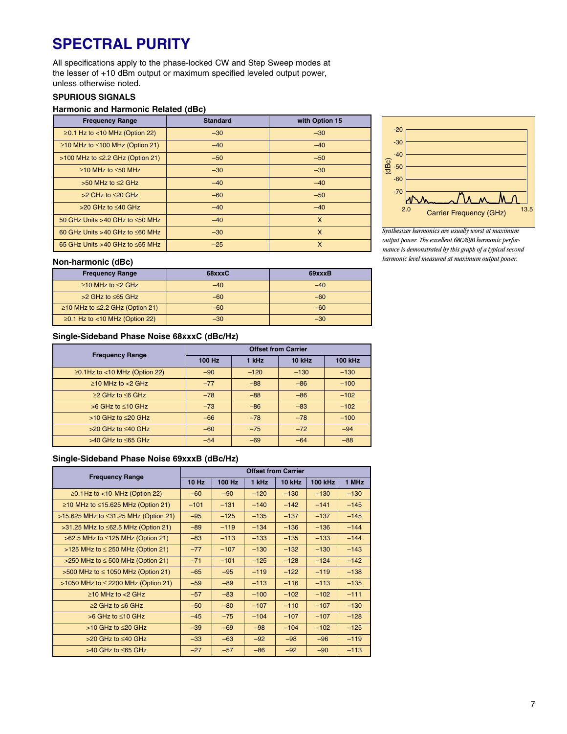# SPECTRAL PURITY

All specifications apply to the phase-locked CW and Step Sweep modes at the lesser of +10 dBm output or maximum specified leveled output power, unless otherwise noted.

### SPURIOUS SIGNALS

#### Harmonic and Harmonic Related (dBc)

| Frequency Range | Standard | with Option 15 |
|---|---|---|
| ≥0.1 Hz to <10 MHz (Option 22) | –30 | –30 |
| ≥10 MHz to ≤100 MHz (Option 21) | –40 | –40 |
| >100 MHz to ≤2.2 GHz (Option 21) | –50 | –50 |
| ≥10 MHz to ≤50 MHz | –30 | –30 |
| >50 MHz to ≤2 GHz | –40 | –40 |
| >2 GHz to ≤20 GHz | –60 | –50 |
| >20 GHz to ≤40 GHz | –40 | –40 |
| 50 GHz Units >40 GHz to ≤50 MHz | –40 | X |
| 60 GHz Units >40 GHz to ≤60 MHz | –30 | X |
| 65 GHz Units >40 GHz to ≤65 MHz | –25 | X |

*Synthesizer harmonics are usually worst at maximum output power. The excellent 68C/69B harmonic performance is demonstrated by this graph of a typical second harmonic level measured at maximum output power.*

#### Non-harmonic (dBc)

| Frequency Range | 68xxxC | 69xxxB |
|---|---|---|
| ≥10 MHz to ≤2 GHz | –40 | –40 |
| >2 GHz to ≤65 GHz | –60 | –60 |
| ≥10 MHz to ≤2.2 GHz (Option 21) | –60 | –60 |
| ≥0.1 Hz to <10 MHz (Option 22) | –30 | –30 |

#### Single-Sideband Phase Noise 68xxxC (dBc/Hz)

| Frequency Range | Offset from Carrier | | | |
|---|---|---|---|---|
| | 100 Hz | 1 kHz | 10 kHz | 100 kHz |
| ≥0.1Hz to <10 MHz (Option 22) | –90 | –120 | –130 | –130 |
| ≥10 MHz to <2 GHz | –77 | –88 | –86 | –100 |
| ≥2 GHz to ≤6 GHz | –78 | –88 | –86 | –102 |
| >6 GHz to ≤10 GHz | –73 | –86 | –83 | –102 |
| >10 GHz to ≤20 GHz | –66 | –78 | –78 | –100 |
| >20 GHz to ≤40 GHz | –60 | –75 | –72 | –94 |
| >40 GHz to ≤65 GHz | –54 | –69 | –64 | –88 |

#### Single-Sideband Phase Noise 69xxxB (dBc/Hz)

| Frequency Range | Offset from Carrier | | | | | |
|---|---|---|---|---|---|---|
| | 10 Hz | 100 Hz | 1 kHz | 10 kHz | 100 kHz | 1 MHz |
| ≥0.1Hz to <10 MHz (Option 22) | –60 | –90 | –120 | –130 | –130 | –130 |
| ≥10 MHz to ≤15.625 MHz (Option 21) | –101 | –131 | –140 | –142 | –141 | –145 |
| >15.625 MHz to ≤31.25 MHz (Option 21) | –95 | –125 | –135 | –137 | –137 | –145 |
| >31.25 MHz to ≤62.5 MHz (Option 21) | –89 | –119 | –134 | –136 | –136 | –144 |
| >62.5 MHz to ≤125 MHz (Option 21) | –83 | –113 | –133 | –135 | –133 | –144 |
| >125 MHz to ≤ 250 MHz (Option 21) | –77 | –107 | –130 | –132 | –130 | –143 |
| >250 MHz to ≤ 500 MHz (Option 21) | –71 | –101 | –125 | –128 | –124 | –142 |
| >500 MHz to ≤ 1050 MHz (Option 21) | –65 | –95 | –119 | –122 | –119 | –138 |
| >1050 MHz to ≤ 2200 MHz (Option 21) | –59 | –89 | –113 | –116 | –113 | –135 |
| ≥10 MHz to <2 GHz | –57 | –83 | –100 | –102 | –102 | –111 |
| ≥2 GHz to ≤6 GHz | –50 | –80 | –107 | –110 | –107 | –130 |
| >6 GHz to ≤10 GHz | –45 | –75 | –104 | –107 | –107 | –128 |
| >10 GHz to ≤20 GHz | –39 | –69 | –98 | –104 | –102 | –125 |
| >20 GHz to ≤40 GHz | –33 | –63 | –92 | –98 | –96 | –119 |
| >40 GHz to ≤65 GHz | –27 | –57 | –86 | –92 | –90 | –113 |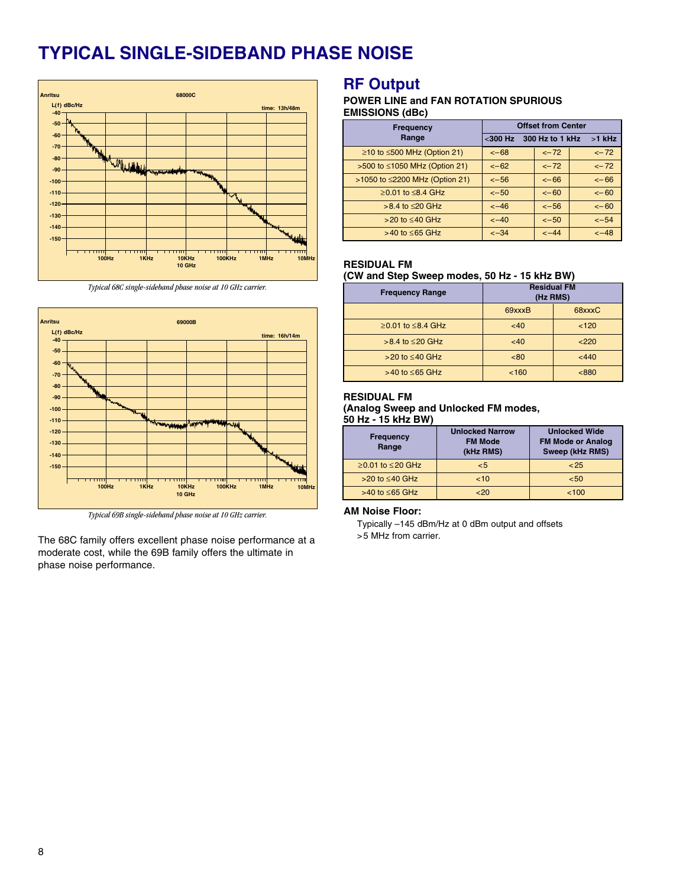# TYPICAL SINGLE-SIDEBAND PHASE NOISE

*Typical 68C single-sideband phase noise at 10 GHz carrier.*

*Typical 69B single-sideband phase noise at 10 GHz carrier.*

The 68C family offers excellent phase noise performance at a moderate cost, while the 69B family offers the ultimate in phase noise performance.

## RF Output

### POWER LINE and FAN ROTATION SPURIOUS EMISSIONS (dBc)

| Frequency Range | Offset from Center | | |
|---|---|---|---|
| | <300 Hz | 300 Hz to 1 kHz | >1 kHz |
| ≥10 to ≤500 MHz (Option 21) | <−68 | <−72 | <−72 |
| >500 to ≤1050 MHz (Option 21) | <−62 | <−72 | <−72 |
| >1050 to ≤2200 MHz (Option 21) | <−56 | <−66 | <−66 |
| ≥0.01 to ≤8.4 GHz | <−50 | <−60 | <−60 |
| >8.4 to ≤20 GHz | <−46 | <−56 | <−60 |
| >20 to ≤40 GHz | <−40 | <−50 | <−54 |
| >40 to ≤65 GHz | <−34 | <−44 | <−48 |

### RESIDUAL FM
### (CW and Step Sweep modes, 50 Hz - 15 kHz BW)

| Frequency Range | Residual FM (Hz RMS) | |
|---|---|---|
| | 69xxxB | 68xxxC |
| ≥0.01 to ≤8.4 GHz | <40 | <120 |
| >8.4 to ≤20 GHz | <40 | <220 |
| >20 to ≤40 GHz | <80 | <440 |
| >40 to ≤65 GHz | <160 | <880 |

### RESIDUAL FM
### (Analog Sweep and Unlocked FM modes, 50 Hz - 15 kHz BW)

| Frequency Range | Unlocked Narrow FM Mode (kHz RMS) | Unlocked Wide FM Mode or Analog Sweep (kHz RMS) |
|---|---|---|
| ≥0.01 to ≤20 GHz | <5 | <25 |
| >20 to ≤40 GHz | <10 | <50 |
| >40 to ≤65 GHz | <20 | <100 |

**AM Noise Floor:**

Typically –145 dBm/Hz at 0 dBm output and offsets >5 MHz from carrier.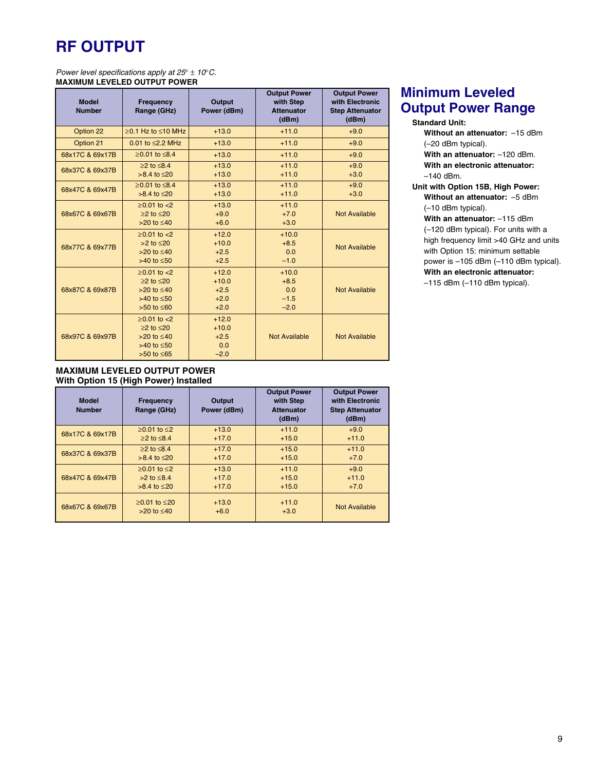# RF OUTPUT

*Power level specifications apply at 25° ± 10°C.*

**MAXIMUM LEVELED OUTPUT POWER**

| Model Number | Frequency Range (GHz) | Output Power (dBm) | Output Power with Step Attenuator (dBm) | Output Power with Electronic Step Attenuator (dBm) |
|---|---|---|---|---|
| Option 22 | ≥0.1 Hz to ≤10 MHz | +13.0 | +11.0 | +9.0 |
| Option 21 | 0.01 to ≤2.2 MHz | +13.0 | +11.0 | +9.0 |
| 68x17C & 69x17B | ≥0.01 to ≤8.4 | +13.0 | +11.0 | +9.0 |
| 68x37C & 69x37B | ≥2 to ≤8.4<br>>8.4 to ≤20 | +13.0<br>+13.0 | +11.0<br>+11.0 | +9.0<br>+3.0 |
| 68x47C & 69x47B | ≥0.01 to ≤8.4<br>>8.4 to ≤20 | +13.0<br>+13.0 | +11.0<br>+11.0 | +9.0<br>+3.0 |
| 68x67C & 69x67B | ≥0.01 to <2<br>≥2 to ≤20<br>>20 to ≤40 | +13.0<br>+9.0<br>+6.0 | +11.0<br>+7.0<br>+3.0 | Not Available |
| 68x77C & 69x77B | ≥0.01 to <2<br>>2 to ≤20<br>>20 to ≤40<br>>40 to ≤50 | +12.0<br>+10.0<br>+2.5<br>+2.5 | +10.0<br>+8.5<br>0.0<br>–1.0 | Not Available |
| 68x87C & 69x87B | ≥0.01 to <2<br>≥2 to ≤20<br>>20 to ≤40<br>>40 to ≤50<br>>50 to ≤60 | +12.0<br>+10.0<br>+2.5<br>+2.0<br>+2.0 | +10.0<br>+8.5<br>0.0<br>–1.5<br>–2.0 | Not Available |
| 68x97C & 69x97B | ≥0.01 to <2<br>≥2 to ≤20<br>>20 to ≤40<br>>40 to ≤50<br>>50 to ≤65 | +12.0<br>+10.0<br>+2.5<br>0.0<br>–2.0 | Not Available | Not Available |

**MAXIMUM LEVELED OUTPUT POWER**
**With Option 15 (High Power) Installed**

| Model Number | Frequency Range (GHz) | Output Power (dBm) | Output Power with Step Attenuator (dBm) | Output Power with Electronic Step Attenuator (dBm) |
|---|---|---|---|---|
| 68x17C & 69x17B | ≥0.01 to ≤2<br>≥2 to ≤8.4 | +13.0<br>+17.0 | +11.0<br>+15.0 | +9.0<br>+11.0 |
| 68x37C & 69x37B | ≥2 to ≤8.4<br>>8.4 to ≤20 | +17.0<br>+17.0 | +15.0<br>+15.0 | +11.0<br>+7.0 |
| 68x47C & 69x47B | ≥0.01 to ≤2<br>>2 to ≤8.4<br>>8.4 to ≤20 | +13.0<br>+17.0<br>+17.0 | +11.0<br>+15.0<br>+15.0 | +9.0<br>+11.0<br>+7.0 |
| 68x67C & 69x67B | ≥0.01 to ≤20<br>>20 to ≤40 | +13.0<br>+6.0 | +11.0<br>+3.0 | Not Available |

## Minimum Leveled Output Power Range

**Standard Unit:**

- **Without an attenuator:** –15 dBm (–20 dBm typical).
- **With an attenuator:** –120 dBm.
- **With an electronic attenuator:** –140 dBm.

**Unit with Option 15B, High Power:**

- **Without an attenuator:** –5 dBm (–10 dBm typical).
- **With an attenuator:** –115 dBm (–120 dBm typical). For units with a high frequency limit >40 GHz and units with Option 15: minimum settable power is –105 dBm (–110 dBm typical).
- **With an electronic attenuator:** –115 dBm (–110 dBm typical).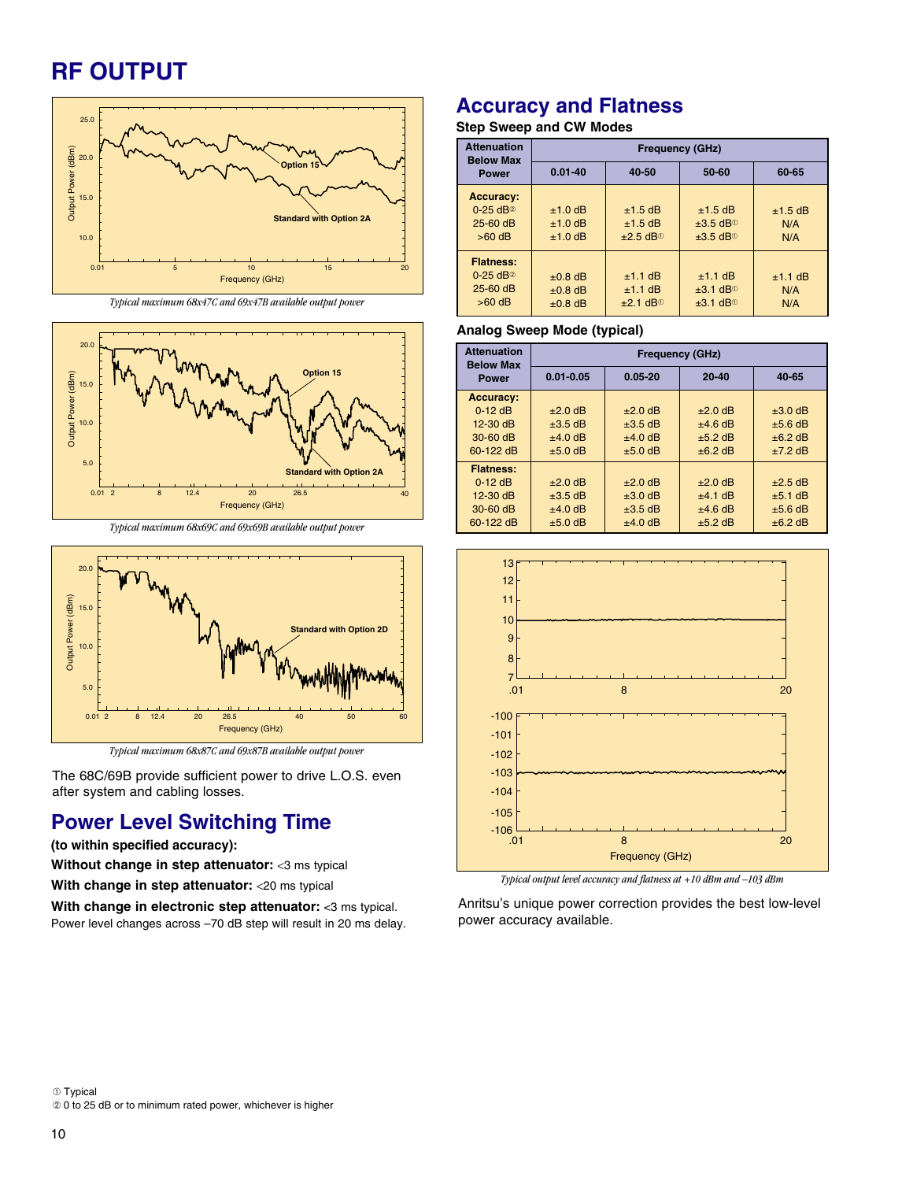# RF OUTPUT

*Typical maximum 68x47C and 69x47B available output power*

*Typical maximum 68x69C and 69x69B available output power*

*Typical maximum 68x87C and 69x87B available output power*

The 68C/69B provide sufficient power to drive L.O.S. even after system and cabling losses.

## Power Level Switching Time

**(to within specified accuracy):**

**Without change in step attenuator:** <3 ms typical

**With change in step attenuator:** <20 ms typical

**With change in electronic step attenuator:** <3 ms typical. Power level changes across –70 dB step will result in 20 ms delay.

## Accuracy and Flatness

### Step Sweep and CW Modes

| Attenuation Below Max Power | Frequency (GHz) | | | |
|---|---|---|---|---|
| | 0.01-40 | 40-50 | 50-60 | 60-65 |
| **Accuracy:** | | | | |
| 0-25 dB② | ±1.0 dB | ±1.5 dB | ±1.5 dB | ±1.5 dB |
| 25-60 dB | ±1.0 dB | ±1.5 dB | ±3.5 dB① | N/A |
| >60 dB | ±1.0 dB | ±2.5 dB① | ±3.5 dB① | N/A |
| **Flatness:** | | | | |
| 0-25 dB② | ±0.8 dB | ±1.1 dB | ±1.1 dB | ±1.1 dB |
| 25-60 dB | ±0.8 dB | ±1.1 dB | ±3.1 dB① | N/A |
| >60 dB | ±0.8 dB | ±2.1 dB① | ±3.1 dB① | N/A |

### Analog Sweep Mode (typical)

| Attenuation Below Max Power | Frequency (GHz) | | | |
|---|---|---|---|---|
| | 0.01-0.05 | 0.05-20 | 20-40 | 40-65 |
| **Accuracy:** | | | | |
| 0-12 dB | ±2.0 dB | ±2.0 dB | ±2.0 dB | ±3.0 dB |
| 12-30 dB | ±3.5 dB | ±3.5 dB | ±4.6 dB | ±5.6 dB |
| 30-60 dB | ±4.0 dB | ±4.0 dB | ±5.2 dB | ±6.2 dB |
| 60-122 dB | ±5.0 dB | ±5.0 dB | ±6.2 dB | ±7.2 dB |
| **Flatness:** | | | | |
| 0-12 dB | ±2.0 dB | ±2.0 dB | ±2.0 dB | ±2.5 dB |
| 12-30 dB | ±3.5 dB | ±3.0 dB | ±4.1 dB | ±5.1 dB |
| 30-60 dB | ±4.0 dB | ±3.5 dB | ±4.6 dB | ±5.6 dB |
| 60-122 dB | ±5.0 dB | ±4.0 dB | ±5.2 dB | ±6.2 dB |

*Typical output level accuracy and flatness at +10 dBm and –103 dBm*

Anritsu's unique power correction provides the best low-level power accuracy available.

① Typical
② 0 to 25 dB or to minimum rated power, whichever is higher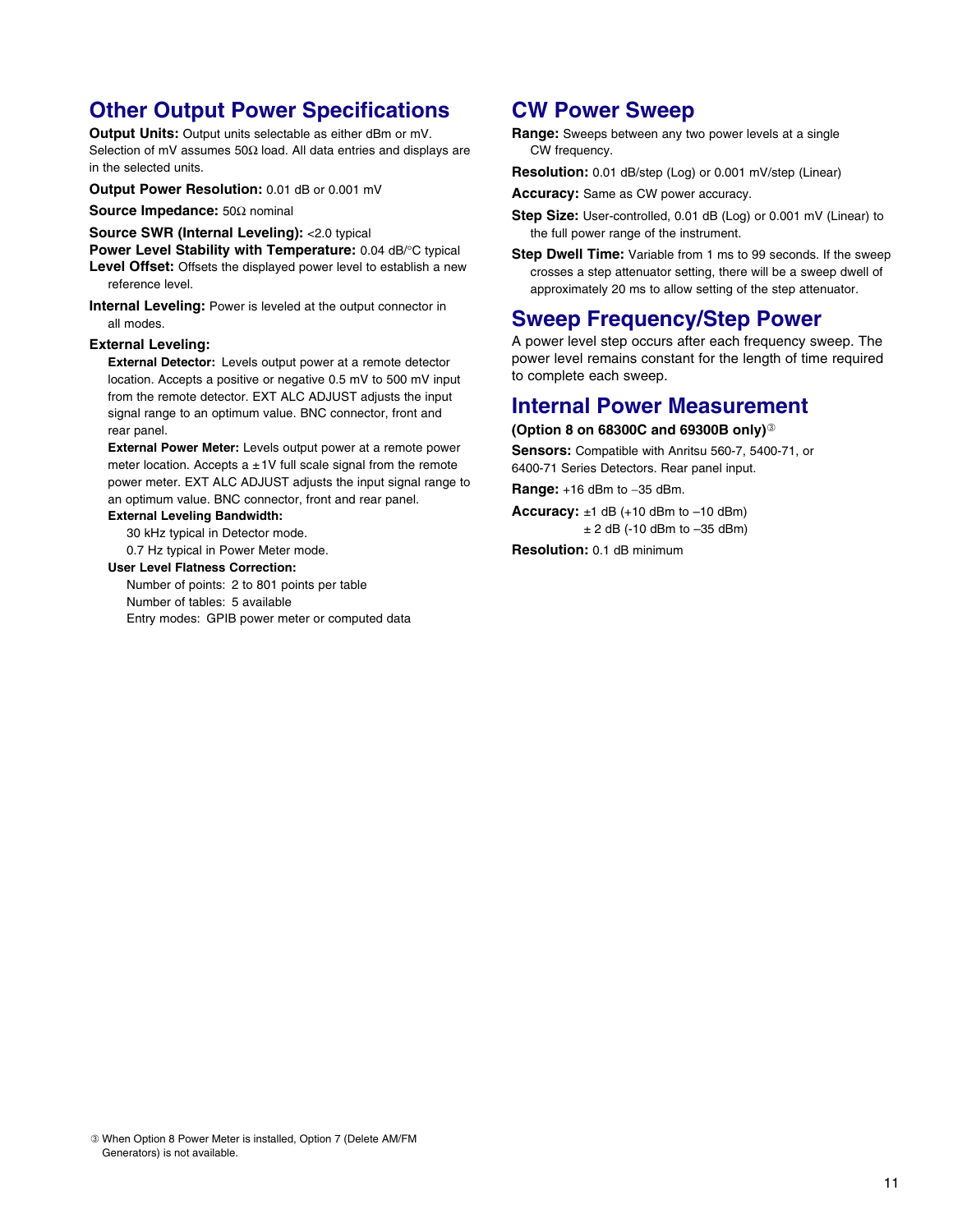## Other Output Power Specifications

**Output Units:** Output units selectable as either dBm or mV. Selection of mV assumes 50Ω load. All data entries and displays are in the selected units.

**Output Power Resolution:** 0.01 dB or 0.001 mV

**Source Impedance:** 50Ω nominal

**Source SWR (Internal Leveling):** <2.0 typical

**Power Level Stability with Temperature:** 0.04 dB/°C typical

**Level Offset:** Offsets the displayed power level to establish a new reference level.

**Internal Leveling:** Power is leveled at the output connector in all modes.

**External Leveling:**

**External Detector:** Levels output power at a remote detector location. Accepts a positive or negative 0.5 mV to 500 mV input from the remote detector. EXT ALC ADJUST adjusts the input signal range to an optimum value. BNC connector, front and rear panel.

**External Power Meter:** Levels output power at a remote power meter location. Accepts a ±1V full scale signal from the remote power meter. EXT ALC ADJUST adjusts the input signal range to an optimum value. BNC connector, front and rear panel.

**External Leveling Bandwidth:**

30 kHz typical in Detector mode.
0.7 Hz typical in Power Meter mode.

**User Level Flatness Correction:**

Number of points: 2 to 801 points per table
Number of tables: 5 available
Entry modes: GPIB power meter or computed data

## CW Power Sweep

**Range:** Sweeps between any two power levels at a single CW frequency.

**Resolution:** 0.01 dB/step (Log) or 0.001 mV/step (Linear)

**Accuracy:** Same as CW power accuracy.

**Step Size:** User-controlled, 0.01 dB (Log) or 0.001 mV (Linear) to the full power range of the instrument.

**Step Dwell Time:** Variable from 1 ms to 99 seconds. If the sweep crosses a step attenuator setting, there will be a sweep dwell of approximately 20 ms to allow setting of the step attenuator.

## Sweep Frequency/Step Power

A power level step occurs after each frequency sweep. The power level remains constant for the length of time required to complete each sweep.

## Internal Power Measurement

**(Option 8 on 68300C and 69300B only)**③

**Sensors:** Compatible with Anritsu 560-7, 5400-71, or 6400-71 Series Detectors. Rear panel input.

**Range:** +16 dBm to −35 dBm.

**Accuracy:** ±1 dB (+10 dBm to –10 dBm)
± 2 dB (-10 dBm to –35 dBm)

**Resolution:** 0.1 dB minimum

③ When Option 8 Power Meter is installed, Option 7 (Delete AM/FM Generators) is not available.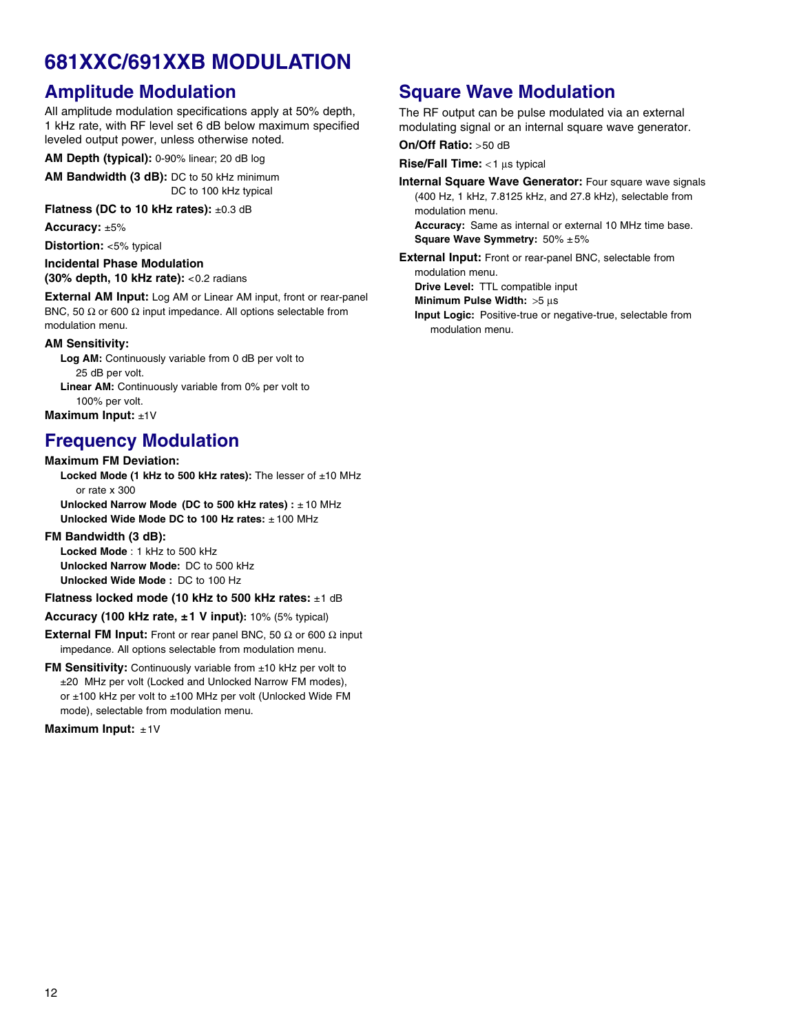# 681XXC/691XXB MODULATION

## Amplitude Modulation

All amplitude modulation specifications apply at 50% depth, 1 kHz rate, with RF level set 6 dB below maximum specified leveled output power, unless otherwise noted.

**AM Depth (typical):** 0-90% linear; 20 dB log

**AM Bandwidth (3 dB):** DC to 50 kHz minimum
DC to 100 kHz typical

**Flatness (DC to 10 kHz rates):** ±0.3 dB

**Accuracy:** ±5%

**Distortion:** <5% typical

**Incidental Phase Modulation (30% depth, 10 kHz rate):** <0.2 radians

**External AM Input:** Log AM or Linear AM input, front or rear-panel BNC, 50 Ω or 600 Ω input impedance. All options selectable from modulation menu.

**AM Sensitivity:**

**Log AM:** Continuously variable from 0 dB per volt to 25 dB per volt.

**Linear AM:** Continuously variable from 0% per volt to 100% per volt.

**Maximum Input:** ±1V

## Frequency Modulation

**Maximum FM Deviation:**

**Locked Mode (1 kHz to 500 kHz rates):** The lesser of ±10 MHz or rate x 300

**Unlocked Narrow Mode (DC to 500 kHz rates) :** ±10 MHz

**Unlocked Wide Mode DC to 100 Hz rates:** ±100 MHz

**FM Bandwidth (3 dB):**

**Locked Mode** : 1 kHz to 500 kHz

**Unlocked Narrow Mode:** DC to 500 kHz

**Unlocked Wide Mode :** DC to 100 Hz

**Flatness locked mode (10 kHz to 500 kHz rates:** ±1 dB

**Accuracy (100 kHz rate, ±1 V input):** 10% (5% typical)

**External FM Input:** Front or rear panel BNC, 50 Ω or 600 Ω input impedance. All options selectable from modulation menu.

**FM Sensitivity:** Continuously variable from ±10 kHz per volt to ±20 MHz per volt (Locked and Unlocked Narrow FM modes), or ±100 kHz per volt to ±100 MHz per volt (Unlocked Wide FM mode), selectable from modulation menu.

**Maximum Input:** ±1V

## Square Wave Modulation

The RF output can be pulse modulated via an external modulating signal or an internal square wave generator.

**On/Off Ratio:** >50 dB

**Rise/Fall Time:** <1 µs typical

**Internal Square Wave Generator:** Four square wave signals (400 Hz, 1 kHz, 7.8125 kHz, and 27.8 kHz), selectable from modulation menu.

**Accuracy:** Same as internal or external 10 MHz time base.

**Square Wave Symmetry:** 50% ±5%

**External Input:** Front or rear-panel BNC, selectable from modulation menu.

**Drive Level:** TTL compatible input

**Minimum Pulse Width:** >5 µs

**Input Logic:** Positive-true or negative-true, selectable from modulation menu.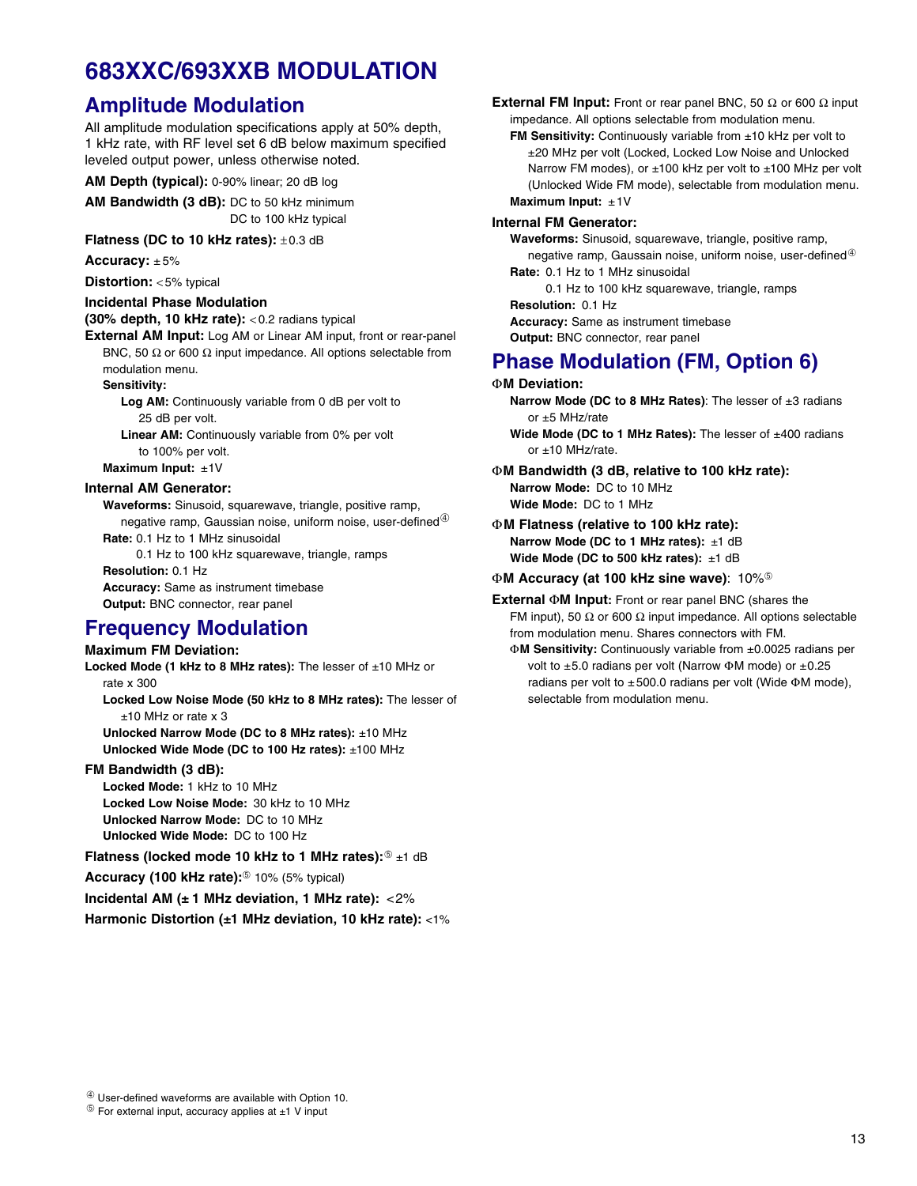# 683XXC/693XXB MODULATION

## Amplitude Modulation

All amplitude modulation specifications apply at 50% depth, 1 kHz rate, with RF level set 6 dB below maximum specified leveled output power, unless otherwise noted.

**AM Depth (typical):** 0-90% linear; 20 dB log

**AM Bandwidth (3 dB):** DC to 50 kHz minimum
DC to 100 kHz typical

**Flatness (DC to 10 kHz rates):** ±0.3 dB

**Accuracy:** ±5%

**Distortion:** <5% typical

**Incidental Phase Modulation**
**(30% depth, 10 kHz rate):** <0.2 radians typical

**External AM Input:** Log AM or Linear AM input, front or rear-panel BNC, 50 Ω or 600 Ω input impedance. All options selectable from modulation menu.

**Sensitivity:**

**Log AM:** Continuously variable from 0 dB per volt to 25 dB per volt.

**Linear AM:** Continuously variable from 0% per volt to 100% per volt.

**Maximum Input:** ±1V

**Internal AM Generator:**

**Waveforms:** Sinusoid, squarewave, triangle, positive ramp, negative ramp, Gaussian noise, uniform noise, user-defined[4]

**Rate:** 0.1 Hz to 1 MHz sinusoidal
0.1 Hz to 100 kHz squarewave, triangle, ramps

**Resolution:** 0.1 Hz

**Accuracy:** Same as instrument timebase

**Output:** BNC connector, rear panel

## Frequency Modulation

**Maximum FM Deviation:**

**Locked Mode (1 kHz to 8 MHz rates):** The lesser of ±10 MHz or rate x 300

**Locked Low Noise Mode (50 kHz to 8 MHz rates):** The lesser of ±10 MHz or rate x 3

**Unlocked Narrow Mode (DC to 8 MHz rates):** ±10 MHz

**Unlocked Wide Mode (DC to 100 Hz rates):** ±100 MHz

**FM Bandwidth (3 dB):**

**Locked Mode:** 1 kHz to 10 MHz

**Locked Low Noise Mode:** 30 kHz to 10 MHz

**Unlocked Narrow Mode:** DC to 10 MHz

**Unlocked Wide Mode:** DC to 100 Hz

**Flatness (locked mode 10 kHz to 1 MHz rates):**[5] ±1 dB

**Accuracy (100 kHz rate):**[5] 10% (5% typical)

**Incidental AM (± 1 MHz deviation, 1 MHz rate):** <2%

**Harmonic Distortion (±1 MHz deviation, 10 kHz rate):** <1%

**External FM Input:** Front or rear panel BNC, 50 Ω or 600 Ω input impedance. All options selectable from modulation menu.

**FM Sensitivity:** Continuously variable from ±10 kHz per volt to ±20 MHz per volt (Locked, Locked Low Noise and Unlocked Narrow FM modes), or ±100 kHz per volt to ±100 MHz per volt (Unlocked Wide FM mode), selectable from modulation menu.

**Maximum Input:** ±1V

**Internal FM Generator:**

**Waveforms:** Sinusoid, squarewave, triangle, positive ramp, negative ramp, Gaussain noise, uniform noise, user-defined[4]

**Rate:** 0.1 Hz to 1 MHz sinusoidal
0.1 Hz to 100 kHz squarewave, triangle, ramps

**Resolution:** 0.1 Hz

**Accuracy:** Same as instrument timebase

**Output:** BNC connector, rear panel

## Phase Modulation (FM, Option 6)

**ΦM Deviation:**

**Narrow Mode (DC to 8 MHz Rates)**: The lesser of ±3 radians or ±5 MHz/rate

**Wide Mode (DC to 1 MHz Rates):** The lesser of ±400 radians or ±10 MHz/rate.

**ΦM Bandwidth (3 dB, relative to 100 kHz rate):**

**Narrow Mode:** DC to 10 MHz

**Wide Mode:** DC to 1 MHz

**ΦM Flatness (relative to 100 kHz rate):**

**Narrow Mode (DC to 1 MHz rates):** ±1 dB

**Wide Mode (DC to 500 kHz rates):** ±1 dB

**ΦM Accuracy (at 100 kHz sine wave)**: 10%[5]

**External ΦM Input:** Front or rear panel BNC (shares the FM input), 50 Ω or 600 Ω input impedance. All options selectable from modulation menu. Shares connectors with FM.

**ΦM Sensitivity:** Continuously variable from ±0.0025 radians per volt to ±5.0 radians per volt (Narrow ΦM mode) or ±0.25 radians per volt to ±500.0 radians per volt (Wide ΦM mode), selectable from modulation menu.

[4] User-defined waveforms are available with Option 10.
[5] For external input, accuracy applies at ±1 V input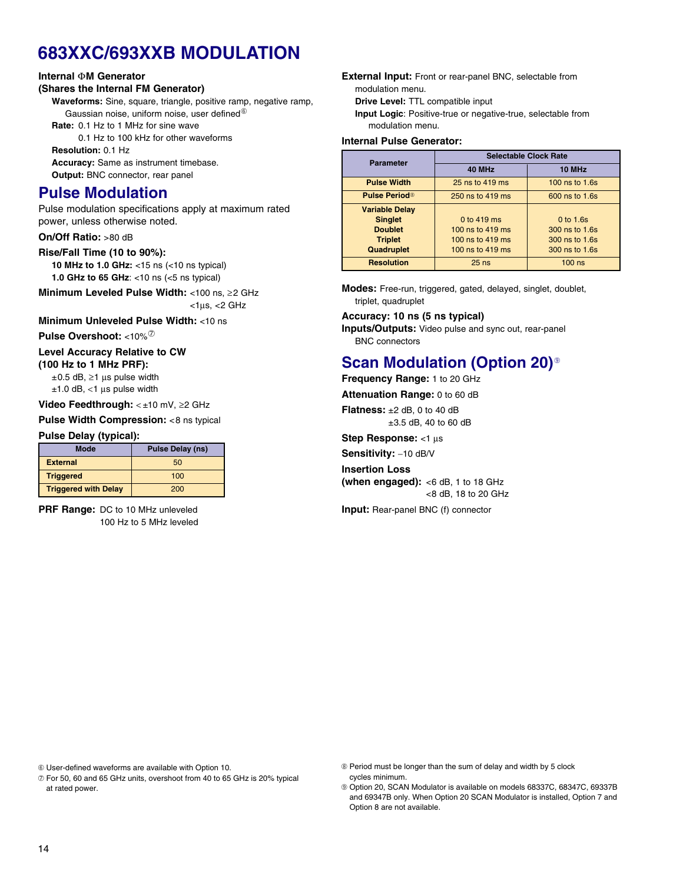# 683XXC/693XXB MODULATION

**Internal ΦM Generator**
**(Shares the Internal FM Generator)**

**Waveforms:** Sine, square, triangle, positive ramp, negative ramp, Gaussian noise, uniform noise, user defined[6]

**Rate:** 0.1 Hz to 1 MHz for sine wave
0.1 Hz to 100 kHz for other waveforms

**Resolution:** 0.1 Hz

**Accuracy:** Same as instrument timebase.

**Output:** BNC connector, rear panel

## Pulse Modulation

Pulse modulation specifications apply at maximum rated power, unless otherwise noted.

**On/Off Ratio:** >80 dB

**Rise/Fall Time (10 to 90%):**

**10 MHz to 1.0 GHz:** <15 ns (<10 ns typical)
**1.0 GHz to 65 GHz**: <10 ns (<5 ns typical)

**Minimum Leveled Pulse Width:** <100 ns, ≥2 GHz
<1µs, <2 GHz

**Minimum Unleveled Pulse Width:** <10 ns

**Pulse Overshoot:** <10%[7]

**Level Accuracy Relative to CW (100 Hz to 1 MHz PRF):**

±0.5 dB, ≥1 µs pulse width
±1.0 dB, <1 µs pulse width

**Video Feedthrough:** < ±10 mV, ≥2 GHz

**Pulse Width Compression:** <8 ns typical

**Pulse Delay (typical):**

| Mode | Pulse Delay (ns) |
|---|---|
| External | 50 |
| Triggered | 100 |
| Triggered with Delay | 200 |

**PRF Range:** DC to 10 MHz unleveled
100 Hz to 5 MHz leveled

**External Input:** Front or rear-panel BNC, selectable from modulation menu.

**Drive Level:** TTL compatible input

**Input Logic**: Positive-true or negative-true, selectable from modulation menu.

**Internal Pulse Generator:**

| Parameter | Selectable Clock Rate | |
|---|---|---|
| | 40 MHz | 10 MHz |
| Pulse Width | 25 ns to 419 ms | 100 ns to 1.6s |
| Pulse Period[8] | 250 ns to 419 ms | 600 ns to 1.6s |
| Variable Delay | | |
| Singlet | 0 to 419 ms | 0 to 1.6s |
| Doublet | 100 ns to 419 ms | 300 ns to 1.6s |
| Triplet | 100 ns to 419 ms | 300 ns to 1.6s |
| Quadruplet | 100 ns to 419 ms | 300 ns to 1.6s |
| Resolution | 25 ns | 100 ns |

**Modes:** Free-run, triggered, gated, delayed, singlet, doublet, triplet, quadruplet

**Accuracy: 10 ns (5 ns typical)**

**Inputs/Outputs:** Video pulse and sync out, rear-panel BNC connectors

## Scan Modulation (Option 20)[9]

**Frequency Range:** 1 to 20 GHz

**Attenuation Range:** 0 to 60 dB

**Flatness:** ±2 dB, 0 to 40 dB
±3.5 dB, 40 to 60 dB

**Step Response:** <1 µs

**Sensitivity:** –10 dB/V

**Insertion Loss (when engaged):** <6 dB, 1 to 18 GHz
<8 dB, 18 to 20 GHz

**Input:** Rear-panel BNC (f) connector

---

[6] User-defined waveforms are available with Option 10.

[7] For 50, 60 and 65 GHz units, overshoot from 40 to 65 GHz is 20% typical at rated power.

[8] Period must be longer than the sum of delay and width by 5 clock cycles minimum.

[9] Option 20, SCAN Modulator is available on models 68337C, 68347C, 69337B and 69347B only. When Option 20 SCAN Modulator is installed, Option 7 and Option 8 are not available.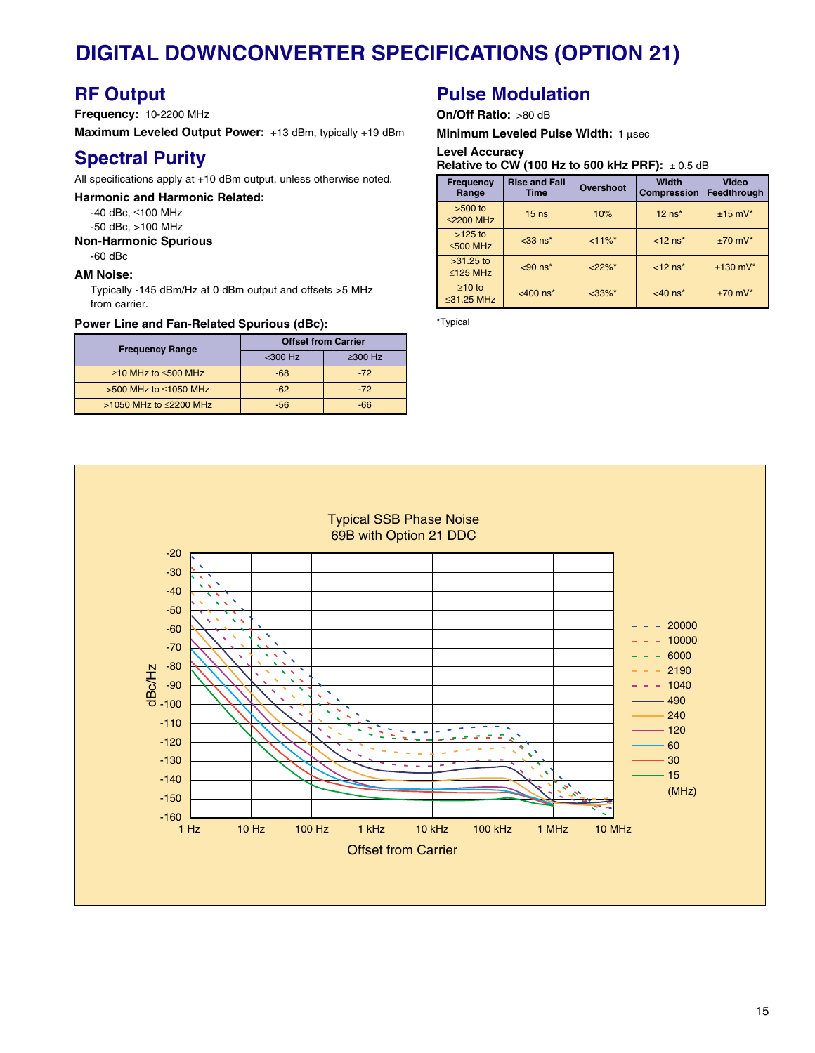# DIGITAL DOWNCONVERTER SPECIFICATIONS (OPTION 21)

## RF Output

**Frequency:** 10-2200 MHz

**Maximum Leveled Output Power:** +13 dBm, typically +19 dBm

## Spectral Purity

All specifications apply at +10 dBm output, unless otherwise noted.

**Harmonic and Harmonic Related:**

-40 dBc, ≤100 MHz
-50 dBc, >100 MHz

**Non-Harmonic Spurious**

-60 dBc

**AM Noise:**

Typically -145 dBm/Hz at 0 dBm output and offsets >5 MHz from carrier.

**Power Line and Fan-Related Spurious (dBc):**

| Frequency Range | Offset from Carrier | |
|---|---|---|
| | <300 Hz | ≥300 Hz |
| ≥10 MHz to ≤500 MHz | -68 | -72 |
| >500 MHz to ≤1050 MHz | -62 | -72 |
| >1050 MHz to ≤2200 MHz | -56 | -66 |

## Pulse Modulation

**On/Off Ratio:** >80 dB

**Minimum Leveled Pulse Width:** 1 µsec

**Level Accuracy**
**Relative to CW (100 Hz to 500 kHz PRF):** ± 0.5 dB

| Frequency Range | Rise and Fall Time | Overshoot | Width Compression | Video Feedthrough |
|---|---|---|---|---|
| >500 to ≤2200 MHz | 15 ns | 10% | 12 ns* | ±15 mV* |
| >125 to ≤500 MHz | <33 ns* | <11%* | <12 ns* | ±70 mV* |
| >31.25 to ≤125 MHz | <90 ns* | <22%* | <12 ns* | ±130 mV* |
| ≥10 to ≤31.25 MHz | <400 ns* | <33%* | <40 ns* | ±70 mV* |

*Typical

Typical SSB Phase Noise
69B with Option 21 DDC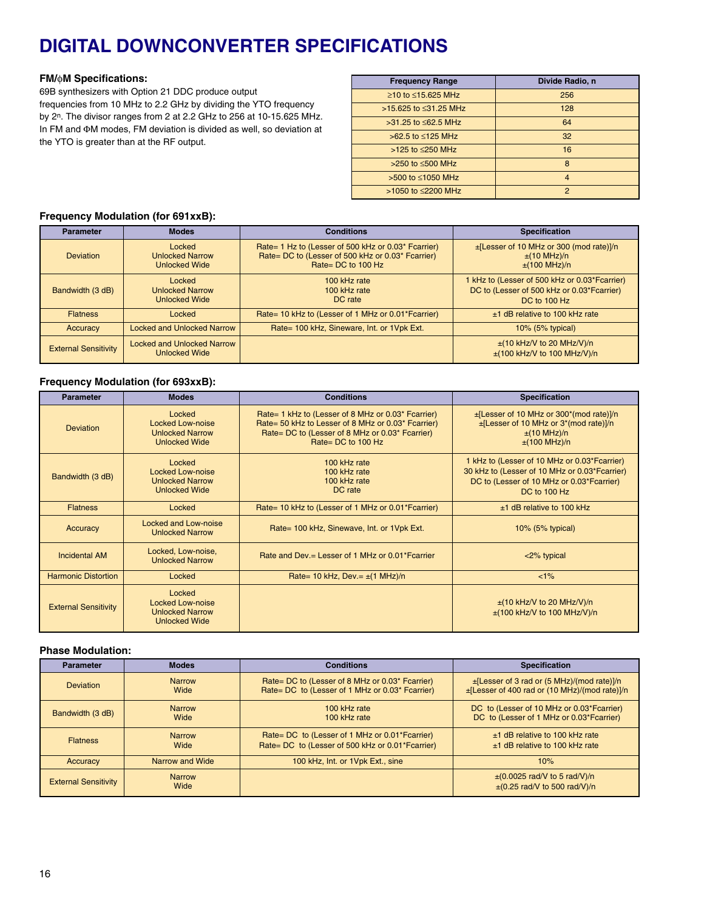# DIGITAL DOWNCONVERTER SPECIFICATIONS

**FM/ϕM Specifications:**

69B synthesizers with Option 21 DDC produce output frequencies from 10 MHz to 2.2 GHz by dividing the YTO frequency by $2^n$. The divisor ranges from 2 at 2.2 GHz to 256 at 10-15.625 MHz. In FM and ΦM modes, FM deviation is divided as well, so deviation at the YTO is greater than at the RF output.

| Frequency Range | Divide Radio, n |
|---|---|
| ≥10 to ≤15.625 MHz | 256 |
| >15.625 to ≤31.25 MHz | 128 |
| >31.25 to ≤62.5 MHz | 64 |
| >62.5 to ≤125 MHz | 32 |
| >125 to ≤250 MHz | 16 |
| >250 to ≤500 MHz | 8 |
| >500 to ≤1050 MHz | 4 |
| >1050 to ≤2200 MHz | 2 |

### Frequency Modulation (for 691xxB):

| Parameter | Modes | Conditions | Specification |
|---|---|---|---|
| Deviation | Locked<br>Unlocked Narrow<br>Unlocked Wide | Rate= 1 Hz to (Lesser of 500 kHz or 0.03* Fcarrier)<br>Rate= DC to (Lesser of 500 kHz or 0.03* Fcarrier)<br>Rate= DC to 100 Hz | ±[Lesser of 10 MHz or 300 (mod rate)]/n<br>±(10 MHz)/n<br>±(100 MHz)/n |
| Bandwidth (3 dB) | Locked<br>Unlocked Narrow<br>Unlocked Wide | 100 kHz rate<br>100 kHz rate<br>DC rate | 1 kHz to (Lesser of 500 kHz or 0.03*Fcarrier)<br>DC to (Lesser of 500 kHz or 0.03*Fcarrier)<br>DC to 100 Hz |
| Flatness | Locked | Rate= 10 kHz to (Lesser of 1 MHz or 0.01*Fcarrier) | ±1 dB relative to 100 kHz rate |
| Accuracy | Locked and Unlocked Narrow | Rate= 100 kHz, Sineware, Int. or 1Vpk Ext. | 10% (5% typical) |
| External Sensitivity | Locked and Unlocked Narrow<br>Unlocked Wide | | ±(10 kHz/V to 20 MHz/V)/n<br>±(100 kHz/V to 100 MHz/V)/n |

### Frequency Modulation (for 693xxB):

| Parameter | Modes | Conditions | Specification |
|---|---|---|---|
| Deviation | Locked<br>Locked Low-noise<br>Unlocked Narrow<br>Unlocked Wide | Rate= 1 kHz to (Lesser of 8 MHz or 0.03* Fcarrier)<br>Rate= 50 kHz to Lesser of 8 MHz or 0.03* Fcarrier)<br>Rate= DC to (Lesser of 8 MHz or 0.03* Fcarrier)<br>Rate= DC to 100 Hz | ±[Lesser of 10 MHz or 300*(mod rate)]/n<br>±[Lesser of 10 MHz or 3*(mod rate)]/n<br>±(10 MHz)/n<br>±(100 MHz)/n |
| Bandwidth (3 dB) | Locked<br>Locked Low-noise<br>Unlocked Narrow<br>Unlocked Wide | 100 kHz rate<br>100 kHz rate<br>100 kHz rate<br>DC rate | 1 kHz to (Lesser of 10 MHz or 0.03*Fcarrier)<br>30 kHz to (Lesser of 10 MHz or 0.03*Fcarrier)<br>DC to (Lesser of 10 MHz or 0.03*Fcarrier)<br>DC to 100 Hz |
| Flatness | Locked | Rate= 10 kHz to (Lesser of 1 MHz or 0.01*Fcarrier) | ±1 dB relative to 100 kHz |
| Accuracy | Locked and Low-noise<br>Unlocked Narrow | Rate= 100 kHz, Sinewave, Int. or 1Vpk Ext. | 10% (5% typical) |
| Incidental AM | Locked, Low-noise,<br>Unlocked Narrow | Rate and Dev.= Lesser of 1 MHz or 0.01*Fcarrier | <2% typical |
| Harmonic Distortion | Locked | Rate= 10 kHz, Dev.= ±(1 MHz)/n | <1% |
| External Sensitivity | Locked<br>Locked Low-noise<br>Unlocked Narrow<br>Unlocked Wide | | ±(10 kHz/V to 20 MHz/V)/n<br>±(100 kHz/V to 100 MHz/V)/n |

### Phase Modulation:

| Parameter | Modes | Conditions | Specification |
|---|---|---|---|
| Deviation | Narrow<br>Wide | Rate= DC to (Lesser of 8 MHz or 0.03* Fcarrier)<br>Rate= DC to (Lesser of 1 MHz or 0.03* Fcarrier) | ±[Lesser of 3 rad or (5 MHz)/(mod rate)]/n<br>±[Lesser of 400 rad or (10 MHz)/(mod rate)]/n |
| Bandwidth (3 dB) | Narrow<br>Wide | 100 kHz rate<br>100 kHz rate | DC to (Lesser of 10 MHz or 0.03*Fcarrier)<br>DC to (Lesser of 1 MHz or 0.03*Fcarrier) |
| Flatness | Narrow<br>Wide | Rate= DC to (Lesser of 1 MHz or 0.01*Fcarrier)<br>Rate= DC to (Lesser of 500 kHz or 0.01*Fcarrier) | ±1 dB relative to 100 kHz rate<br>±1 dB relative to 100 kHz rate |
| Accuracy | Narrow and Wide | 100 kHz, Int. or 1Vpk Ext., sine | 10% |
| External Sensitivity | Narrow<br>Wide | | ±(0.0025 rad/V to 5 rad/V)/n<br>±(0.25 rad/V to 500 rad/V)/n |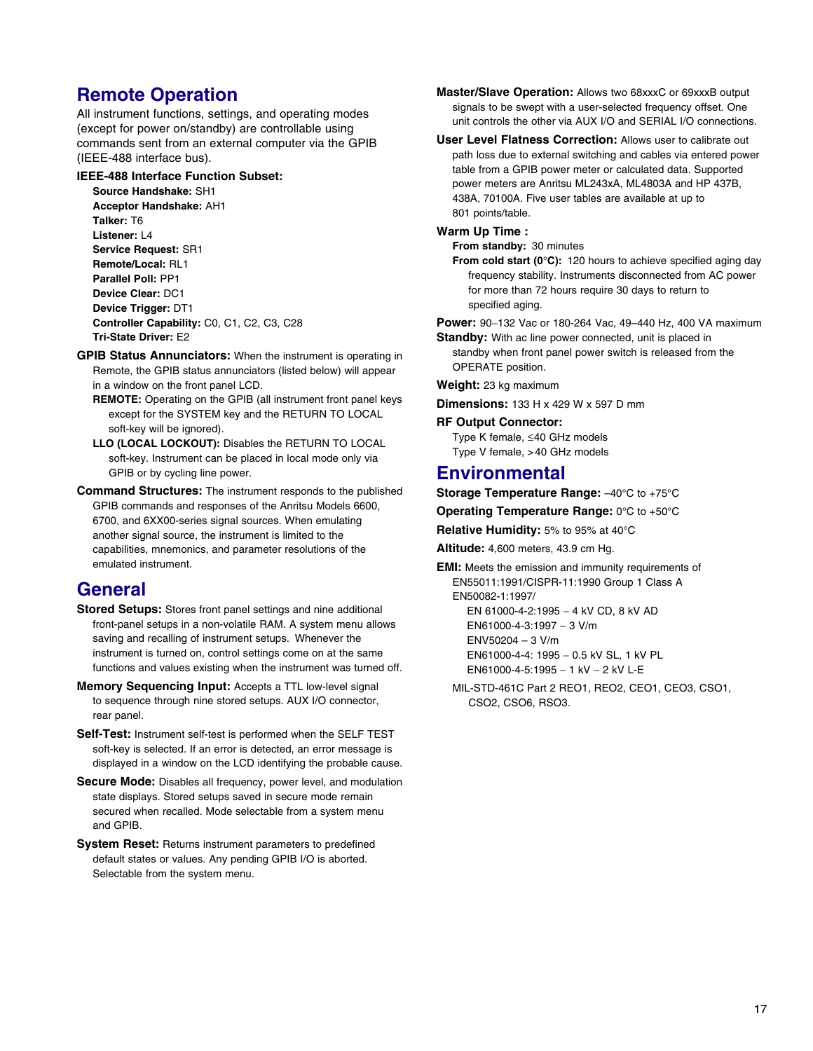## Remote Operation

All instrument functions, settings, and operating modes (except for power on/standby) are controllable using commands sent from an external computer via the GPIB (IEEE-488 interface bus).

**IEEE-488 Interface Function Subset:**

- **Source Handshake:** SH1
- **Acceptor Handshake:** AH1
- **Talker:** T6
- **Listener:** L4
- **Service Request:** SR1
- **Remote/Local:** RL1
- **Parallel Poll:** PP1
- **Device Clear:** DC1
- **Device Trigger:** DT1
- **Controller Capability:** C0, C1, C2, C3, C28
- **Tri-State Driver:** E2

**GPIB Status Annunciators:** When the instrument is operating in Remote, the GPIB status annunciators (listed below) will appear in a window on the front panel LCD.

- **REMOTE:** Operating on the GPIB (all instrument front panel keys except for the SYSTEM key and the RETURN TO LOCAL soft-key will be ignored).
- **LLO (LOCAL LOCKOUT):** Disables the RETURN TO LOCAL soft-key. Instrument can be placed in local mode only via GPIB or by cycling line power.

**Command Structures:** The instrument responds to the published GPIB commands and responses of the Anritsu Models 6600, 6700, and 6XX00-series signal sources. When emulating another signal source, the instrument is limited to the capabilities, mnemonics, and parameter resolutions of the emulated instrument.

## General

**Stored Setups:** Stores front panel settings and nine additional front-panel setups in a non-volatile RAM. A system menu allows saving and recalling of instrument setups. Whenever the instrument is turned on, control settings come on at the same functions and values existing when the instrument was turned off.

**Memory Sequencing Input:** Accepts a TTL low-level signal to sequence through nine stored setups. AUX I/O connector, rear panel.

**Self-Test:** Instrument self-test is performed when the SELF TEST soft-key is selected. If an error is detected, an error message is displayed in a window on the LCD identifying the probable cause.

**Secure Mode:** Disables all frequency, power level, and modulation state displays. Stored setups saved in secure mode remain secured when recalled. Mode selectable from a system menu and GPIB.

**System Reset:** Returns instrument parameters to predefined default states or values. Any pending GPIB I/O is aborted. Selectable from the system menu.

**Master/Slave Operation:** Allows two 68xxxC or 69xxxB output signals to be swept with a user-selected frequency offset. One unit controls the other via AUX I/O and SERIAL I/O connections.

**User Level Flatness Correction:** Allows user to calibrate out path loss due to external switching and cables via entered power table from a GPIB power meter or calculated data. Supported power meters are Anritsu ML243xA, ML4803A and HP 437B, 438A, 70100A. Five user tables are available at up to 801 points/table.

**Warm Up Time :**

- **From standby:** 30 minutes
- **From cold start (0°C):** 120 hours to achieve specified aging day frequency stability. Instruments disconnected from AC power for more than 72 hours require 30 days to return to specified aging.

**Power:** 90–132 Vac or 180-264 Vac, 49–440 Hz, 400 VA maximum

**Standby:** With ac line power connected, unit is placed in standby when front panel power switch is released from the OPERATE position.

**Weight:** 23 kg maximum

**Dimensions:** 133 H x 429 W x 597 D mm

**RF Output Connector:**

- Type K female, ≤40 GHz models
- Type V female, >40 GHz models

## Environmental

**Storage Temperature Range:** –40°C to +75°C

**Operating Temperature Range:** 0°C to +50°C

**Relative Humidity:** 5% to 95% at 40°C

**Altitude:** 4,600 meters, 43.9 cm Hg.

**EMI:** Meets the emission and immunity requirements of

- EN55011:1991/CISPR-11:1990 Group 1 Class A
- EN50082-1:1997/
  - EN 61000-4-2:1995 – 4 kV CD, 8 kV AD
  - EN61000-4-3:1997 – 3 V/m
  - ENV50204 – 3 V/m
  - EN61000-4-4: 1995 – 0.5 kV SL, 1 kV PL
  - EN61000-4-5:1995 – 1 kV – 2 kV L-E
- MIL-STD-461C Part 2 REO1, REO2, CEO1, CEO3, CSO1, CSO2, CSO6, RSO3.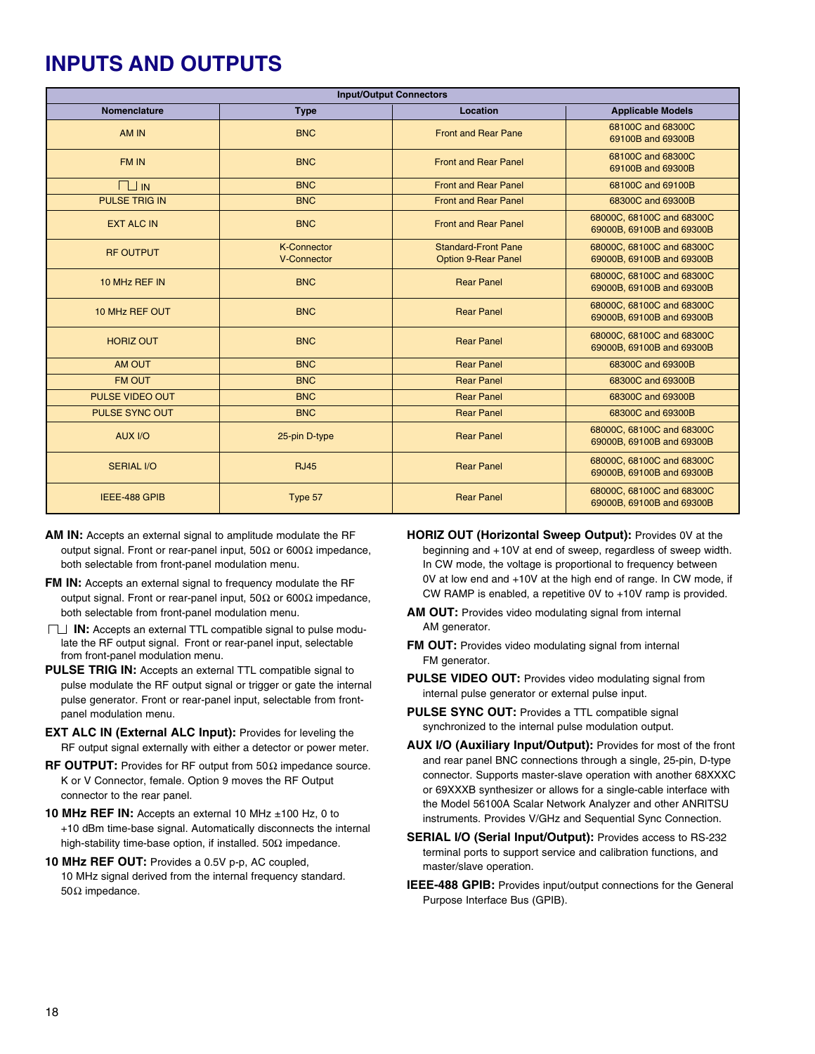# INPUTS AND OUTPUTS

| Input/Output Connectors | | | |
|---|---|---|---|
| **Nomenclature** | **Type** | **Location** | **Applicable Models** |
| AM IN | BNC | Front and Rear Pane | 68100C and 68300C 69100B and 69300B |
| FM IN | BNC | Front and Rear Panel | 68100C and 68300C 69100B and 69300B |
| ⎍ IN | BNC | Front and Rear Panel | 68100C and 69100B |
| PULSE TRIG IN | BNC | Front and Rear Panel | 68300C and 69300B |
| EXT ALC IN | BNC | Front and Rear Panel | 68000C, 68100C and 68300C 69000B, 69100B and 69300B |
| RF OUTPUT | K-Connector V-Connector | Standard-Front Pane Option 9-Rear Panel | 68000C, 68100C and 68300C 69000B, 69100B and 69300B |
| 10 MHz REF IN | BNC | Rear Panel | 68000C, 68100C and 68300C 69000B, 69100B and 69300B |
| 10 MHz REF OUT | BNC | Rear Panel | 68000C, 68100C and 68300C 69000B, 69100B and 69300B |
| HORIZ OUT | BNC | Rear Panel | 68000C, 68100C and 68300C 69000B, 69100B and 69300B |
| AM OUT | BNC | Rear Panel | 68300C and 69300B |
| FM OUT | BNC | Rear Panel | 68300C and 69300B |
| PULSE VIDEO OUT | BNC | Rear Panel | 68300C and 69300B |
| PULSE SYNC OUT | BNC | Rear Panel | 68300C and 69300B |
| AUX I/O | 25-pin D-type | Rear Panel | 68000C, 68100C and 68300C 69000B, 69100B and 69300B |
| SERIAL I/O | RJ45 | Rear Panel | 68000C, 68100C and 68300C 69000B, 69100B and 69300B |
| IEEE-488 GPIB | Type 57 | Rear Panel | 68000C, 68100C and 68300C 69000B, 69100B and 69300B |

**AM IN:** Accepts an external signal to amplitude modulate the RF output signal. Front or rear-panel input, 50Ω or 600Ω impedance, both selectable from front-panel modulation menu.

**FM IN:** Accepts an external signal to frequency modulate the RF output signal. Front or rear-panel input, 50Ω or 600Ω impedance, both selectable from front-panel modulation menu.

**⎍ IN:** Accepts an external TTL compatible signal to pulse modulate the RF output signal. Front or rear-panel input, selectable from front-panel modulation menu.

**PULSE TRIG IN:** Accepts an external TTL compatible signal to pulse modulate the RF output signal or trigger or gate the internal pulse generator. Front or rear-panel input, selectable from front-panel modulation menu.

**EXT ALC IN (External ALC Input):** Provides for leveling the RF output signal externally with either a detector or power meter.

**RF OUTPUT:** Provides for RF output from 50Ω impedance source. K or V Connector, female. Option 9 moves the RF Output connector to the rear panel.

**10 MHz REF IN:** Accepts an external 10 MHz ±100 Hz, 0 to +10 dBm time-base signal. Automatically disconnects the internal high-stability time-base option, if installed. 50Ω impedance.

**10 MHz REF OUT:** Provides a 0.5V p-p, AC coupled, 10 MHz signal derived from the internal frequency standard. 50Ω impedance.

**HORIZ OUT (Horizontal Sweep Output):** Provides 0V at the beginning and +10V at end of sweep, regardless of sweep width. In CW mode, the voltage is proportional to frequency between 0V at low end and +10V at the high end of range. In CW mode, if CW RAMP is enabled, a repetitive 0V to +10V ramp is provided.

**AM OUT:** Provides video modulating signal from internal AM generator.

**FM OUT:** Provides video modulating signal from internal FM generator.

**PULSE VIDEO OUT:** Provides video modulating signal from internal pulse generator or external pulse input.

**PULSE SYNC OUT:** Provides a TTL compatible signal synchronized to the internal pulse modulation output.

**AUX I/O (Auxiliary Input/Output):** Provides for most of the front and rear panel BNC connections through a single, 25-pin, D-type connector. Supports master-slave operation with another 68XXXC or 69XXXB synthesizer or allows for a single-cable interface with the Model 56100A Scalar Network Analyzer and other ANRITSU instruments. Provides V/GHz and Sequential Sync Connection.

**SERIAL I/O (Serial Input/Output):** Provides access to RS-232 terminal ports to support service and calibration functions, and master/slave operation.

**IEEE-488 GPIB:** Provides input/output connections for the General Purpose Interface Bus (GPIB).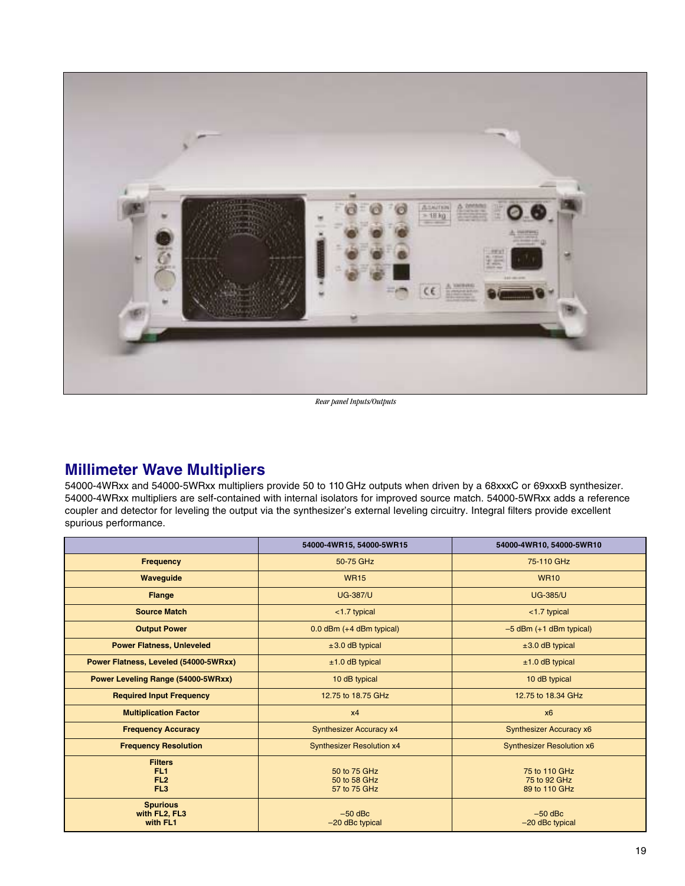*Rear panel Inputs/Outputs*

## Millimeter Wave Multipliers

54000-4WRxx and 54000-5WRxx multipliers provide 50 to 110 GHz outputs when driven by a 68xxxC or 69xxxB synthesizer. 54000-4WRxx multipliers are self-contained with internal isolators for improved source match. 54000-5WRxx adds a reference coupler and detector for leveling the output via the synthesizer's external leveling circuitry. Integral filters provide excellent spurious performance.

| | 54000-4WR15, 54000-5WR15 | 54000-4WR10, 54000-5WR10 |
|---|---|---|
| **Frequency** | 50-75 GHz | 75-110 GHz |
| **Waveguide** | WR15 | WR10 |
| **Flange** | UG-387/U | UG-385/U |
| **Source Match** | <1.7 typical | <1.7 typical |
| **Output Power** | 0.0 dBm (+4 dBm typical) | –5 dBm (+1 dBm typical) |
| **Power Flatness, Unleveled** | ±3.0 dB typical | ±3.0 dB typical |
| **Power Flatness, Leveled (54000-5WRxx)** | ±1.0 dB typical | ±1.0 dB typical |
| **Power Leveling Range (54000-5WRxx)** | 10 dB typical | 10 dB typical |
| **Required Input Frequency** | 12.75 to 18.75 GHz | 12.75 to 18.34 GHz |
| **Multiplication Factor** | x4 | x6 |
| **Frequency Accuracy** | Synthesizer Accuracy x4 | Synthesizer Accuracy x6 |
| **Frequency Resolution** | Synthesizer Resolution x4 | Synthesizer Resolution x6 |
| **Filters** | | |
| **FL1** | 50 to 75 GHz | 75 to 110 GHz |
| **FL2** | 50 to 58 GHz | 75 to 92 GHz |
| **FL3** | 57 to 75 GHz | 89 to 110 GHz |
| **Spurious** | | |
| **with FL2, FL3** | –50 dBc | –50 dBc |
| **with FL1** | –20 dBc typical | –20 dBc typical |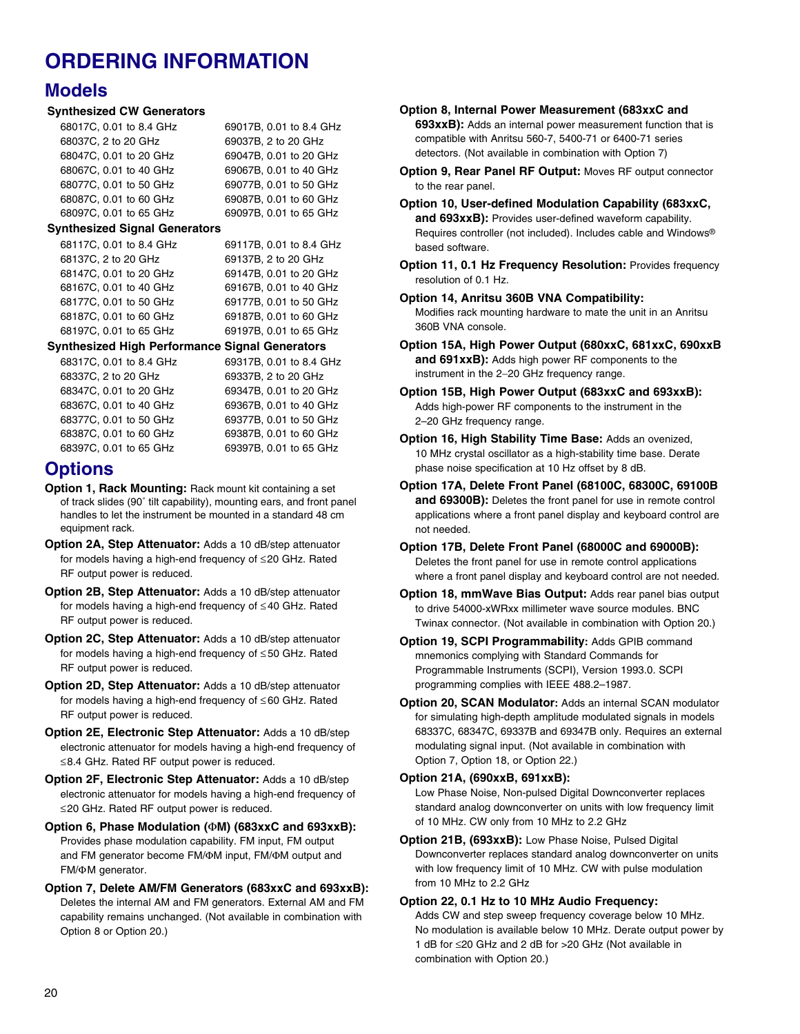# ORDERING INFORMATION

## Models

### Synthesized CW Generators

| | |
|---|---|
| 68017C, 0.01 to 8.4 GHz | 69017B, 0.01 to 8.4 GHz |
| 68037C, 2 to 20 GHz | 69037B, 2 to 20 GHz |
| 68047C, 0.01 to 20 GHz | 69047B, 0.01 to 20 GHz |
| 68067C, 0.01 to 40 GHz | 69067B, 0.01 to 40 GHz |
| 68077C, 0.01 to 50 GHz | 69077B, 0.01 to 50 GHz |
| 68087C, 0.01 to 60 GHz | 69087B, 0.01 to 60 GHz |
| 68097C, 0.01 to 65 GHz | 69097B, 0.01 to 65 GHz |

### Synthesized Signal Generators

| | |
|---|---|
| 68117C, 0.01 to 8.4 GHz | 69117B, 0.01 to 8.4 GHz |
| 68137C, 2 to 20 GHz | 69137B, 2 to 20 GHz |
| 68147C, 0.01 to 20 GHz | 69147B, 0.01 to 20 GHz |
| 68167C, 0.01 to 40 GHz | 69167B, 0.01 to 40 GHz |
| 68177C, 0.01 to 50 GHz | 69177B, 0.01 to 50 GHz |
| 68187C, 0.01 to 60 GHz | 69187B, 0.01 to 60 GHz |
| 68197C, 0.01 to 65 GHz | 69197B, 0.01 to 65 GHz |

### Synthesized High Performance Signal Generators

| | |
|---|---|
| 68317C, 0.01 to 8.4 GHz | 69317B, 0.01 to 8.4 GHz |
| 68337C, 2 to 20 GHz | 69337B, 2 to 20 GHz |
| 68347C, 0.01 to 20 GHz | 69347B, 0.01 to 20 GHz |
| 68367C, 0.01 to 40 GHz | 69367B, 0.01 to 40 GHz |
| 68377C, 0.01 to 50 GHz | 69377B, 0.01 to 50 GHz |
| 68387C, 0.01 to 60 GHz | 69387B, 0.01 to 60 GHz |
| 68397C, 0.01 to 65 GHz | 69397B, 0.01 to 65 GHz |

## Options

**Option 1, Rack Mounting:** Rack mount kit containing a set of track slides (90˚ tilt capability), mounting ears, and front panel handles to let the instrument be mounted in a standard 48 cm equipment rack.

**Option 2A, Step Attenuator:** Adds a 10 dB/step attenuator for models having a high-end frequency of ≤20 GHz. Rated RF output power is reduced.

**Option 2B, Step Attenuator:** Adds a 10 dB/step attenuator for models having a high-end frequency of ≤40 GHz. Rated RF output power is reduced.

**Option 2C, Step Attenuator:** Adds a 10 dB/step attenuator for models having a high-end frequency of ≤50 GHz. Rated RF output power is reduced.

**Option 2D, Step Attenuator:** Adds a 10 dB/step attenuator for models having a high-end frequency of ≤60 GHz. Rated RF output power is reduced.

**Option 2E, Electronic Step Attenuator:** Adds a 10 dB/step electronic attenuator for models having a high-end frequency of ≤8.4 GHz. Rated RF output power is reduced.

**Option 2F, Electronic Step Attenuator:** Adds a 10 dB/step electronic attenuator for models having a high-end frequency of ≤20 GHz. Rated RF output power is reduced.

**Option 6, Phase Modulation (ΦM) (683xxC and 693xxB):** Provides phase modulation capability. FM input, FM output and FM generator become FM/ΦM input, FM/ΦM output and FM/ΦM generator.

**Option 7, Delete AM/FM Generators (683xxC and 693xxB):** Deletes the internal AM and FM generators. External AM and FM capability remains unchanged. (Not available in combination with Option 8 or Option 20.)

**Option 8, Internal Power Measurement (683xxC and 693xxB):** Adds an internal power measurement function that is compatible with Anritsu 560-7, 5400-71 or 6400-71 series detectors. (Not available in combination with Option 7)

**Option 9, Rear Panel RF Output:** Moves RF output connector to the rear panel.

**Option 10, User-defined Modulation Capability (683xxC, and 693xxB):** Provides user-defined waveform capability. Requires controller (not included). Includes cable and Windows® based software.

**Option 11, 0.1 Hz Frequency Resolution:** Provides frequency resolution of 0.1 Hz.

**Option 14, Anritsu 360B VNA Compatibility:** Modifies rack mounting hardware to mate the unit in an Anritsu 360B VNA console.

**Option 15A, High Power Output (680xxC, 681xxC, 690xxB and 691xxB):** Adds high power RF components to the instrument in the 2–20 GHz frequency range.

**Option 15B, High Power Output (683xxC and 693xxB):** Adds high-power RF components to the instrument in the 2–20 GHz frequency range.

**Option 16, High Stability Time Base:** Adds an ovenized, 10 MHz crystal oscillator as a high-stability time base. Derate phase noise specification at 10 Hz offset by 8 dB.

**Option 17A, Delete Front Panel (68100C, 68300C, 69100B and 69300B):** Deletes the front panel for use in remote control applications where a front panel display and keyboard control are not needed.

**Option 17B, Delete Front Panel (68000C and 69000B):** Deletes the front panel for use in remote control applications where a front panel display and keyboard control are not needed.

**Option 18, mmWave Bias Output:** Adds rear panel bias output to drive 54000-xWRxx millimeter wave source modules. BNC Twinax connector. (Not available in combination with Option 20.)

**Option 19, SCPI Programmability:** Adds GPIB command mnemonics complying with Standard Commands for Programmable Instruments (SCPI), Version 1993.0. SCPI programming complies with IEEE 488.2–1987.

**Option 20, SCAN Modulator:** Adds an internal SCAN modulator for simulating high-depth amplitude modulated signals in models 68337C, 68347C, 69337B and 69347B only. Requires an external modulating signal input. (Not available in combination with Option 7, Option 18, or Option 22.)

**Option 21A, (690xxB, 691xxB):** Low Phase Noise, Non-pulsed Digital Downconverter replaces standard analog downconverter on units with low frequency limit of 10 MHz. CW only from 10 MHz to 2.2 GHz

**Option 21B, (693xxB):** Low Phase Noise, Pulsed Digital Downconverter replaces standard analog downconverter on units with low frequency limit of 10 MHz. CW with pulse modulation from 10 MHz to 2.2 GHz

**Option 22, 0.1 Hz to 10 MHz Audio Frequency:** Adds CW and step sweep frequency coverage below 10 MHz. No modulation is available below 10 MHz. Derate output power by 1 dB for ≤20 GHz and 2 dB for >20 GHz (Not available in combination with Option 20.)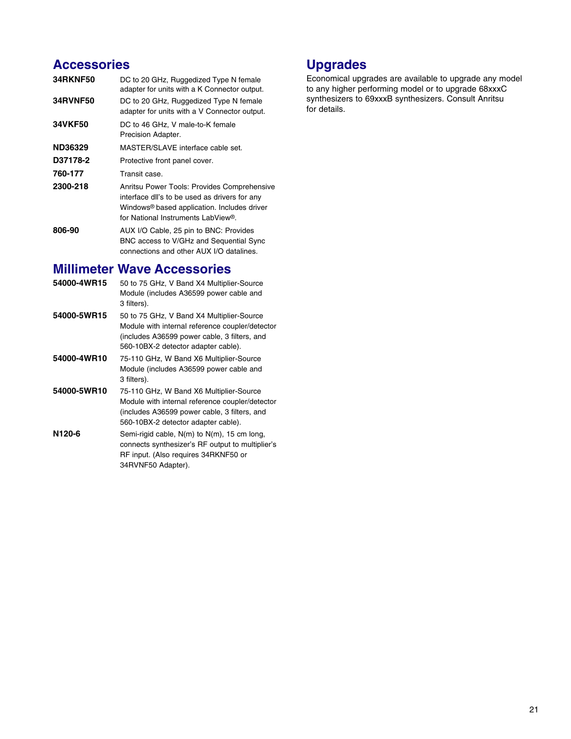## Accessories

| | |
|---|---|
| **34RKNF50** | DC to 20 GHz, Ruggedized Type N female adapter for units with a K Connector output. |
| **34RVNF50** | DC to 20 GHz, Ruggedized Type N female adapter for units with a V Connector output. |
| **34VKF50** | DC to 46 GHz, V male-to-K female Precision Adapter. |
| **ND36329** | MASTER/SLAVE interface cable set. |
| **D37178-2** | Protective front panel cover. |
| **760-177** | Transit case. |
| **2300-218** | Anritsu Power Tools: Provides Comprehensive interface dll's to be used as drivers for any Windows® based application. Includes driver for National Instruments LabView®. |
| **806-90** | AUX I/O Cable, 25 pin to BNC: Provides BNC access to V/GHz and Sequential Sync connections and other AUX I/O datalines. |

## Millimeter Wave Accessories

| | |
|---|---|
| **54000-4WR15** | 50 to 75 GHz, V Band X4 Multiplier-Source Module (includes A36599 power cable and 3 filters). |
| **54000-5WR15** | 50 to 75 GHz, V Band X4 Multiplier-Source Module with internal reference coupler/detector (includes A36599 power cable, 3 filters, and 560-10BX-2 detector adapter cable). |
| **54000-4WR10** | 75-110 GHz, W Band X6 Multiplier-Source Module (includes A36599 power cable and 3 filters). |
| **54000-5WR10** | 75-110 GHz, W Band X6 Multiplier-Source Module with internal reference coupler/detector (includes A36599 power cable, 3 filters, and 560-10BX-2 detector adapter cable). |
| **N120-6** | Semi-rigid cable, N(m) to N(m), 15 cm long, connects synthesizer's RF output to multiplier's RF input. (Also requires 34RKNF50 or 34RVNF50 Adapter). |

## Upgrades

Economical upgrades are available to upgrade any model to any higher performing model or to upgrade 68xxxC synthesizers to 69xxxB synthesizers. Consult Anritsu for details.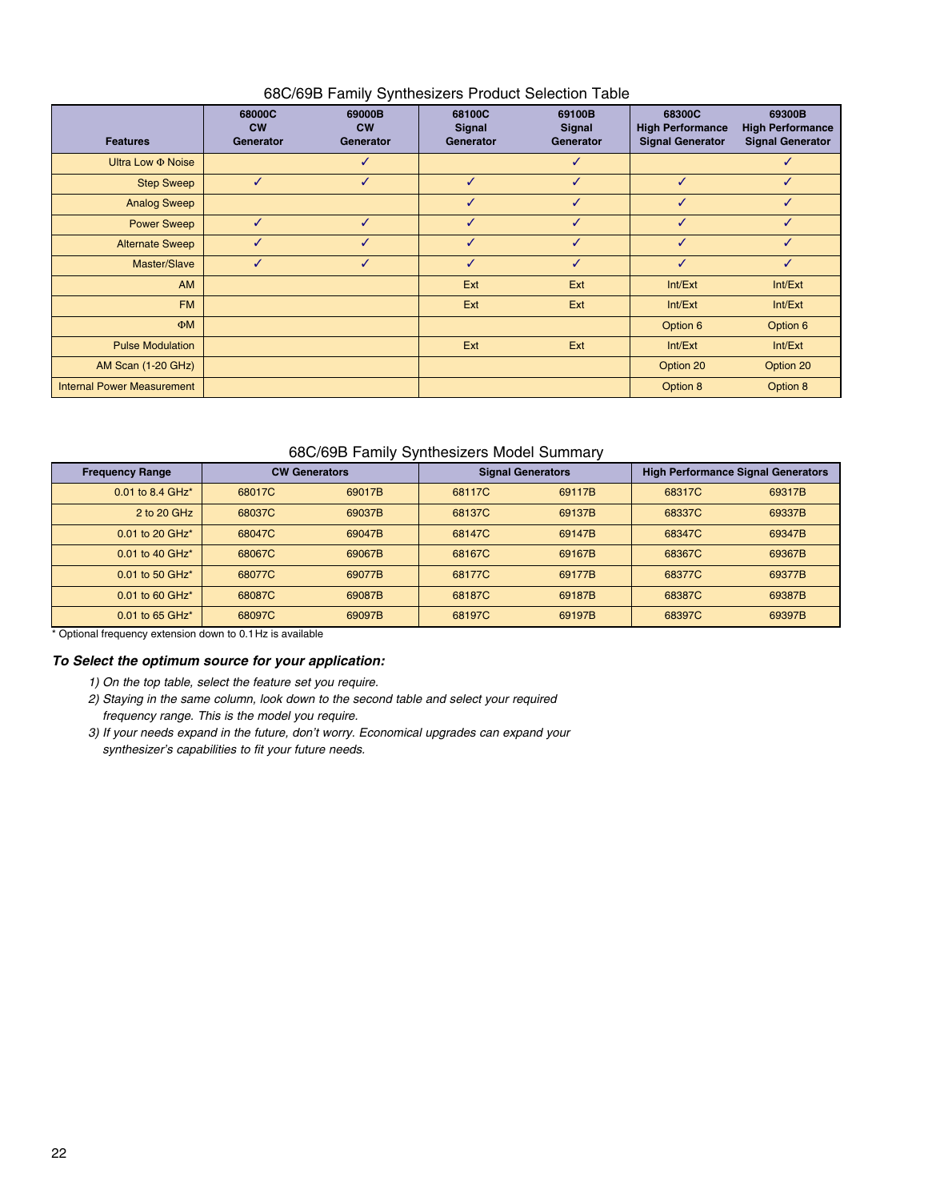## 68C/69B Family Synthesizers Product Selection Table

| Features | 68000C CW Generator | 69000B CW Generator | 68100C Signal Generator | 69100B Signal Generator | 68300C High Performance Signal Generator | 69300B High Performance Signal Generator |
|---|---|---|---|---|---|---|
| Ultra Low Φ Noise | | ✓ | | ✓ | | ✓ |
| Step Sweep | ✓ | ✓ | ✓ | ✓ | ✓ | ✓ |
| Analog Sweep | | | ✓ | ✓ | ✓ | ✓ |
| Power Sweep | ✓ | ✓ | ✓ | ✓ | ✓ | ✓ |
| Alternate Sweep | ✓ | ✓ | ✓ | ✓ | ✓ | ✓ |
| Master/Slave | ✓ | ✓ | ✓ | ✓ | ✓ | ✓ |
| AM | | | Ext | Ext | Int/Ext | Int/Ext |
| FM | | | Ext | Ext | Int/Ext | Int/Ext |
| ΦM | | | | | Option 6 | Option 6 |
| Pulse Modulation | | | Ext | Ext | Int/Ext | Int/Ext |
| AM Scan (1-20 GHz) | | | | | Option 20 | Option 20 |
| Internal Power Measurement | | | | | Option 8 | Option 8 |

## 68C/69B Family Synthesizers Model Summary

| Frequency Range | CW Generators | | Signal Generators | | High Performance Signal Generators | |
|---|---|---|---|---|---|---|
| 0.01 to 8.4 GHz* | 68017C | 69017B | 68117C | 69117B | 68317C | 69317B |
| 2 to 20 GHz | 68037C | 69037B | 68137C | 69137B | 68337C | 69337B |
| 0.01 to 20 GHz* | 68047C | 69047B | 68147C | 69147B | 68347C | 69347B |
| 0.01 to 40 GHz* | 68067C | 69067B | 68167C | 69167B | 68367C | 69367B |
| 0.01 to 50 GHz* | 68077C | 69077B | 68177C | 69177B | 68377C | 69377B |
| 0.01 to 60 GHz* | 68087C | 69087B | 68187C | 69187B | 68387C | 69387B |
| 0.01 to 65 GHz* | 68097C | 69097B | 68197C | 69197B | 68397C | 69397B |

* Optional frequency extension down to 0.1 Hz is available

### *To Select the optimum source for your application:*

*1) On the top table, select the feature set you require.*

*2) Staying in the same column, look down to the second table and select your required frequency range. This is the model you require.*

*3) If your needs expand in the future, don't worry. Economical upgrades can expand your synthesizer's capabilities to fit your future needs.*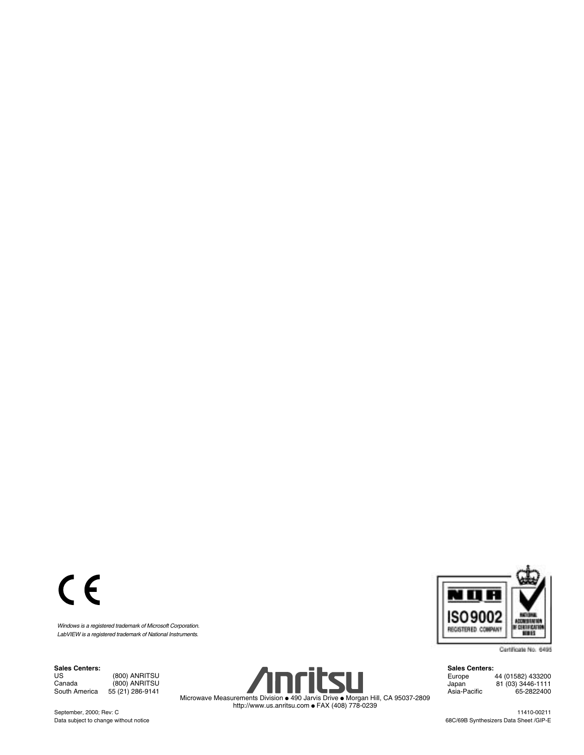*Windows is a registered trademark of Microsoft Corporation.*
*LabVIEW is a registered trademark of National Instruments.*

ISO 9002 REGISTERED COMPANY

Certificate No. 6495

**Sales Centers:**

| | |
|---|---|
| US | (800) ANRITSU |
| Canada | (800) ANRITSU |
| South America | 55 (21) 286-9141 |

Anritsu

Microwave Measurements Division ● 490 Jarvis Drive ● Morgan Hill, CA 95037-2809
http://www.us.anritsu.com ● FAX (408) 778-0239

**Sales Centers:**

| | |
|---|---|
| Europe | 44 (01582) 433200 |
| Japan | 81 (03) 3446-1111 |
| Asia-Pacific | 65-2822400 |

September, 2000; Rev: C
Data subject to change without notice

11410-00211
68C/69B Synthesizers Data Sheet /GIP-E